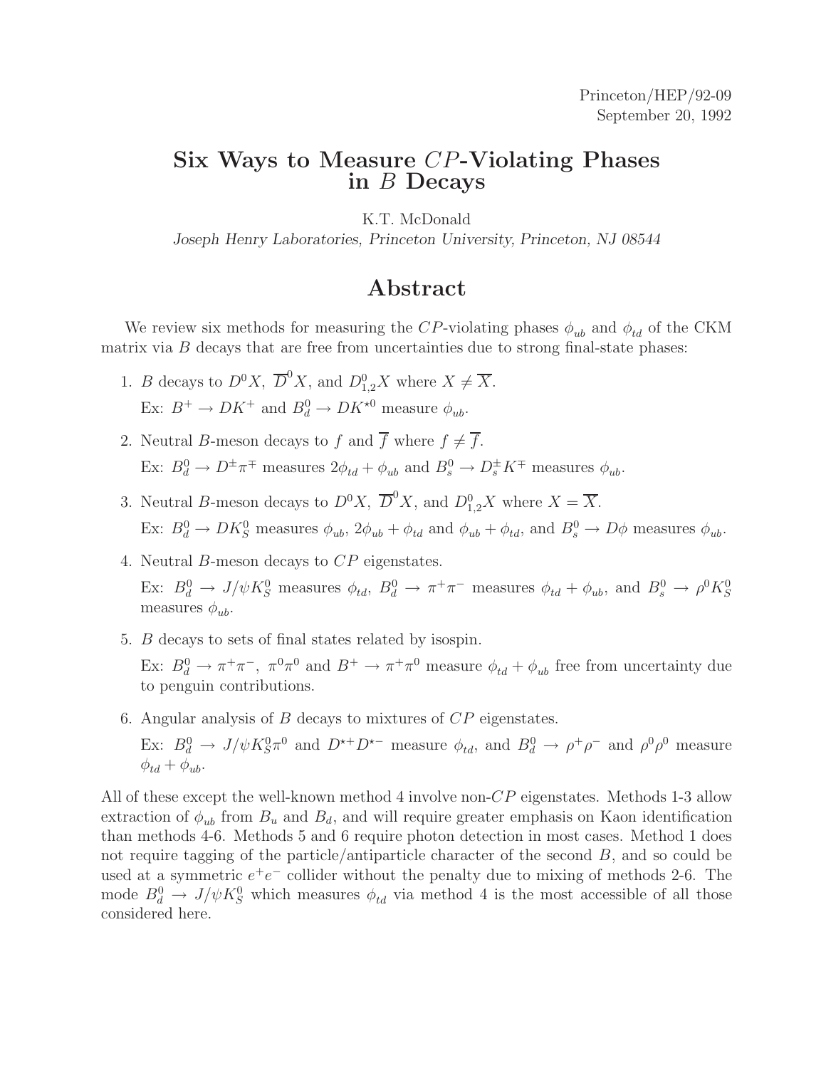Princeton/HEP/92-09
September 20, 1992

# Six Ways to Measure $CP$-Violating Phases in $B$ Decays

K.T. McDonald

*Joseph Henry Laboratories, Princeton University, Princeton, NJ 08544*

## Abstract

We review six methods for measuring the $CP$-violating phases $\phi_{ub}$ and $\phi_{td}$ of the CKM matrix via $B$ decays that are free from uncertainties due to strong final-state phases:

1. $B$ decays to $D^0X$, $\overline{D}^0X$, and $D^0_{1,2}X$ where $X \neq \overline{X}$.
   Ex: $B^+ \to DK^+$ and $B^0_d \to DK^{\star 0}$ measure $\phi_{ub}$.
2. Neutral $B$-meson decays to $f$ and $\overline{f}$ where $f \neq \overline{f}$.
   Ex: $B^0_d \to D^{\pm}\pi^{\mp}$ measures $2\phi_{td} + \phi_{ub}$ and $B^0_s \to D^{\pm}_s K^{\mp}$ measures $\phi_{ub}$.
3. Neutral $B$-meson decays to $D^0X$, $\overline{D}^0X$, and $D^0_{1,2}X$ where $X = \overline{X}$.
   Ex: $B^0_d \to DK^0_S$ measures $\phi_{ub}$, $2\phi_{ub} + \phi_{td}$ and $\phi_{ub} + \phi_{td}$, and $B^0_s \to D\phi$ measures $\phi_{ub}$.
4. Neutral $B$-meson decays to $CP$ eigenstates.
   Ex: $B^0_d \to J/\psi K^0_S$ measures $\phi_{td}$, $B^0_d \to \pi^+\pi^-$ measures $\phi_{td} + \phi_{ub}$, and $B^0_s \to \rho^0 K^0_S$ measures $\phi_{ub}$.
5. $B$ decays to sets of final states related by isospin.
   Ex: $B^0_d \to \pi^+\pi^-$, $\pi^0\pi^0$ and $B^+ \to \pi^+\pi^0$ measure $\phi_{td} + \phi_{ub}$ free from uncertainty due to penguin contributions.
6. Angular analysis of $B$ decays to mixtures of $CP$ eigenstates.
   Ex: $B^0_d \to J/\psi K^0_S\pi^0$ and $D^{\star +}D^{\star -}$ measure $\phi_{td}$, and $B^0_d \to \rho^+\rho^-$ and $\rho^0\rho^0$ measure $\phi_{td} + \phi_{ub}$.

All of these except the well-known method 4 involve non-$CP$ eigenstates. Methods 1-3 allow extraction of $\phi_{ub}$ from $B_u$ and $B_d$, and will require greater emphasis on Kaon identification than methods 4-6. Methods 5 and 6 require photon detection in most cases. Method 1 does not require tagging of the particle/antiparticle character of the second $B$, and so could be used at a symmetric $e^+e^-$ collider without the penalty due to mixing of methods 2-6. The mode $B^0_d \to J/\psi K^0_S$ which measures $\phi_{td}$ via method 4 is the most accessible of all those considered here.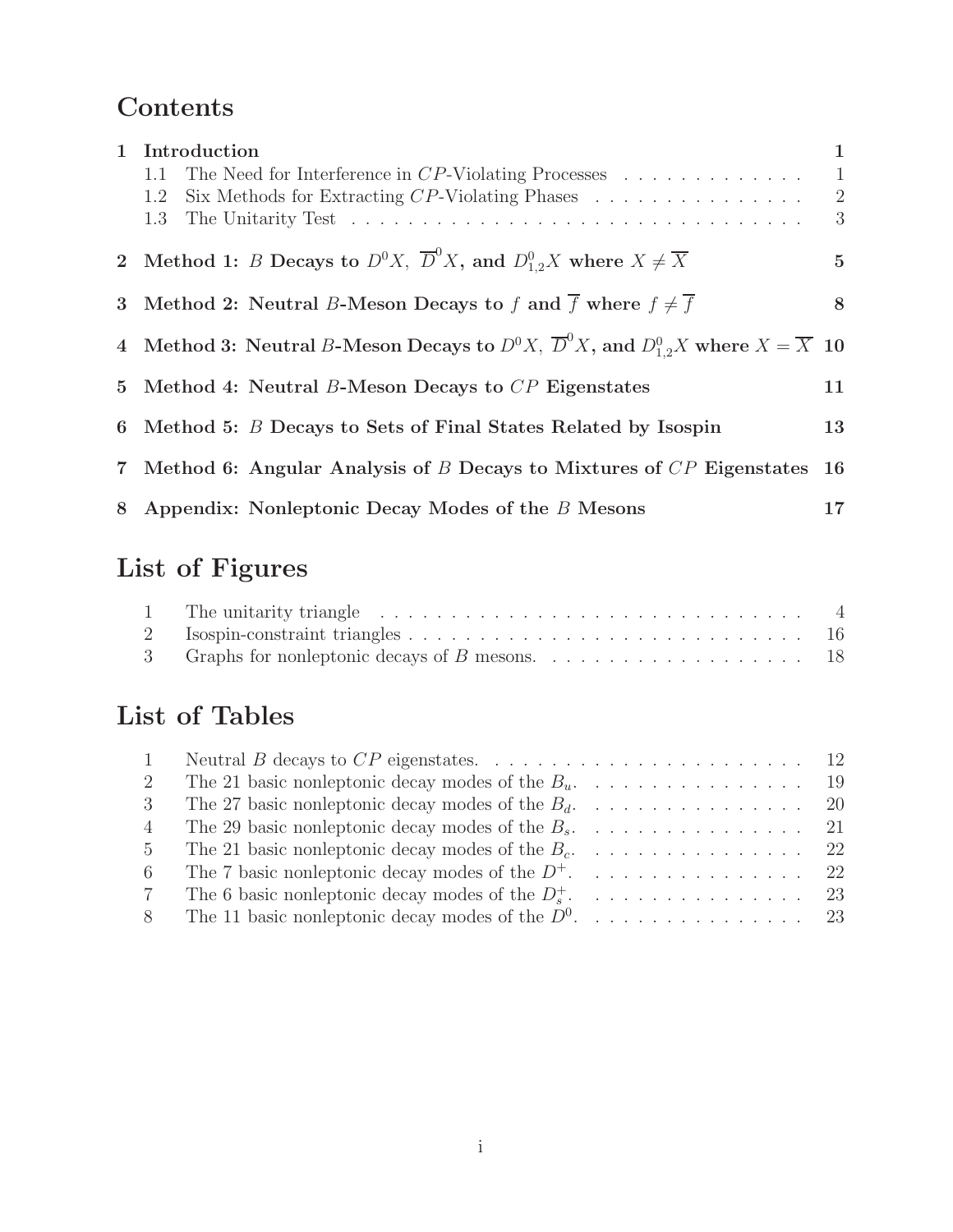# Contents

**1 Introduction** **1**
- 1.1 The Need for Interference in $CP$-Violating Processes . . . . . . . . . . . . . 1
- 1.2 Six Methods for Extracting $CP$-Violating Phases . . . . . . . . . . . . . . . 2
- 1.3 The Unitarity Test . . . . . . . . . . . . . . . . . . . . . . . . . . . . . . . . . . 3

**2 Method 1: $B$ Decays to $D^0X$, $\overline{D}^0X$, and $D^0_{1,2}X$ where $X \neq \overline{X}$** **5**

**3 Method 2: Neutral $B$-Meson Decays to $f$ and $\overline{f}$ where $f \neq \overline{f}$** **8**

**4 Method 3: Neutral $B$-Meson Decays to $D^0X$, $\overline{D}^0X$, and $D^0_{1,2}X$ where $X = \overline{X}$** **10**

**5 Method 4: Neutral $B$-Meson Decays to $CP$ Eigenstates** **11**

**6 Method 5: $B$ Decays to Sets of Final States Related by Isospin** **13**

**7 Method 6: Angular Analysis of $B$ Decays to Mixtures of $CP$ Eigenstates** **16**

**8 Appendix: Nonleptonic Decay Modes of the $B$ Mesons** **17**

# List of Figures

- 1 The unitarity triangle . . . . . . . . . . . . . . . . . . . . . . . . . . . . . . . . 4
- 2 Isospin-constraint triangles . . . . . . . . . . . . . . . . . . . . . . . . . . . . . 16
- 3 Graphs for nonleptonic decays of $B$ mesons. . . . . . . . . . . . . . . . . . . . 18

# List of Tables

- 1 Neutral $B$ decays to $CP$ eigenstates. . . . . . . . . . . . . . . . . . . . . . . . 12
- 2 The 21 basic nonleptonic decay modes of the $B_u$. . . . . . . . . . . . . . . . 19
- 3 The 27 basic nonleptonic decay modes of the $B_d$. . . . . . . . . . . . . . . . 20
- 4 The 29 basic nonleptonic decay modes of the $B_s$. . . . . . . . . . . . . . . . 21
- 5 The 21 basic nonleptonic decay modes of the $B_c$. . . . . . . . . . . . . . . . 22
- 6 The 7 basic nonleptonic decay modes of the $D^+$. . . . . . . . . . . . . . . . 22
- 7 The 6 basic nonleptonic decay modes of the $D_s^+$. . . . . . . . . . . . . . . . 23
- 8 The 11 basic nonleptonic decay modes of the $D^0$. . . . . . . . . . . . . . . . 23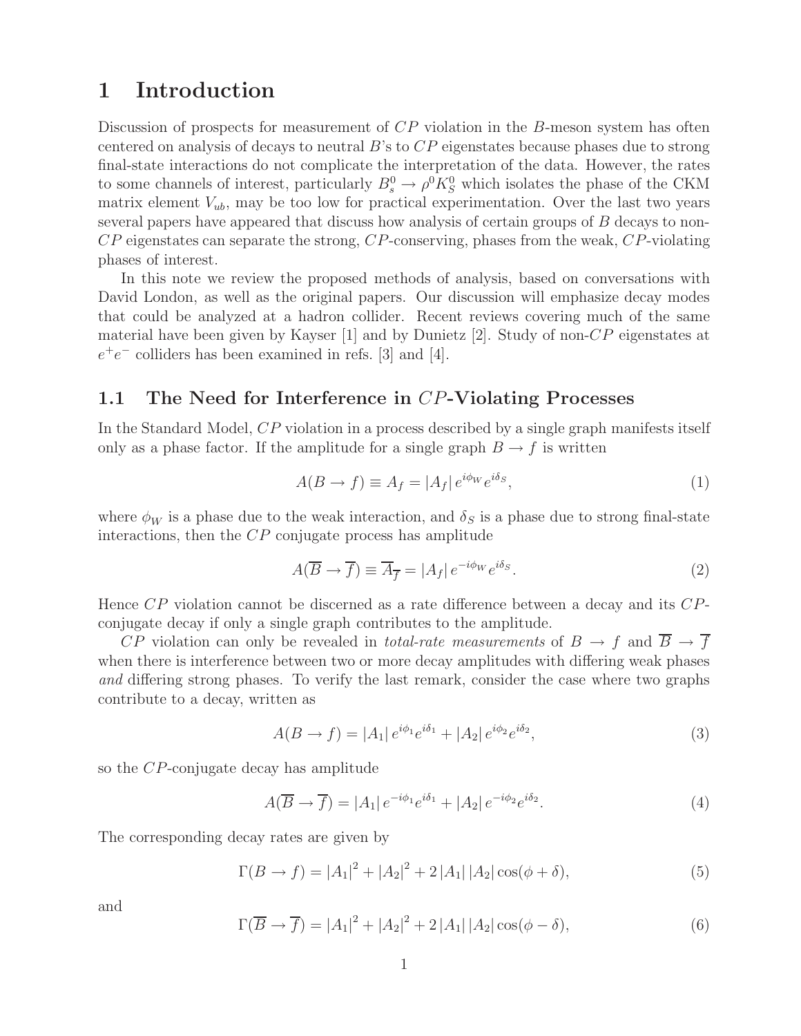# 1 Introduction

Discussion of prospects for measurement of $CP$ violation in the $B$-meson system has often centered on analysis of decays to neutral $B$'s to $CP$ eigenstates because phases due to strong final-state interactions do not complicate the interpretation of the data. However, the rates to some channels of interest, particularly $B_s^0 \to \rho^0 K_S^0$ which isolates the phase of the CKM matrix element $V_{ub}$, may be too low for practical experimentation. Over the last two years several papers have appeared that discuss how analysis of certain groups of $B$ decays to non-$CP$ eigenstates can separate the strong, $CP$-conserving, phases from the weak, $CP$-violating phases of interest.

In this note we review the proposed methods of analysis, based on conversations with David London, as well as the original papers. Our discussion will emphasize decay modes that could be analyzed at a hadron collider. Recent reviews covering much of the same material have been given by Kayser [1] and by Dunietz [2]. Study of non-$CP$ eigenstates at $e^+e^-$ colliders has been examined in refs. [3] and [4].

## 1.1 The Need for Interference in $CP$-Violating Processes

In the Standard Model, $CP$ violation in a process described by a single graph manifests itself only as a phase factor. If the amplitude for a single graph $B \to f$ is written

$$A(B \to f) \equiv A_f = |A_f| \, e^{i\phi_W} e^{i\delta_S}, \tag{1}$$

where $\phi_W$ is a phase due to the weak interaction, and $\delta_S$ is a phase due to strong final-state interactions, then the $CP$ conjugate process has amplitude

$$A(\overline{B} \to \overline{f}) \equiv \overline{A}_{\overline{f}} = |A_f| \, e^{-i\phi_W} e^{i\delta_S}. \tag{2}$$

Hence $CP$ violation cannot be discerned as a rate difference between a decay and its $CP$-conjugate decay if only a single graph contributes to the amplitude.

$CP$ violation can only be revealed in *total-rate measurements* of $B \to f$ and $\overline{B} \to \overline{f}$ when there is interference between two or more decay amplitudes with differing weak phases *and* differing strong phases. To verify the last remark, consider the case where two graphs contribute to a decay, written as

$$A(B \to f) = |A_1| \, e^{i\phi_1} e^{i\delta_1} + |A_2| \, e^{i\phi_2} e^{i\delta_2}, \tag{3}$$

so the $CP$-conjugate decay has amplitude

$$A(\overline{B} \to \overline{f}) = |A_1| \, e^{-i\phi_1} e^{i\delta_1} + |A_2| \, e^{-i\phi_2} e^{i\delta_2}. \tag{4}$$

The corresponding decay rates are given by

$$\Gamma(B \to f) = |A_1|^2 + |A_2|^2 + 2 \, |A_1| \, |A_2| \cos(\phi + \delta), \tag{5}$$

and

$$\Gamma(\overline{B} \to \overline{f}) = |A_1|^2 + |A_2|^2 + 2 \, |A_1| \, |A_2| \cos(\phi - \delta), \tag{6}$$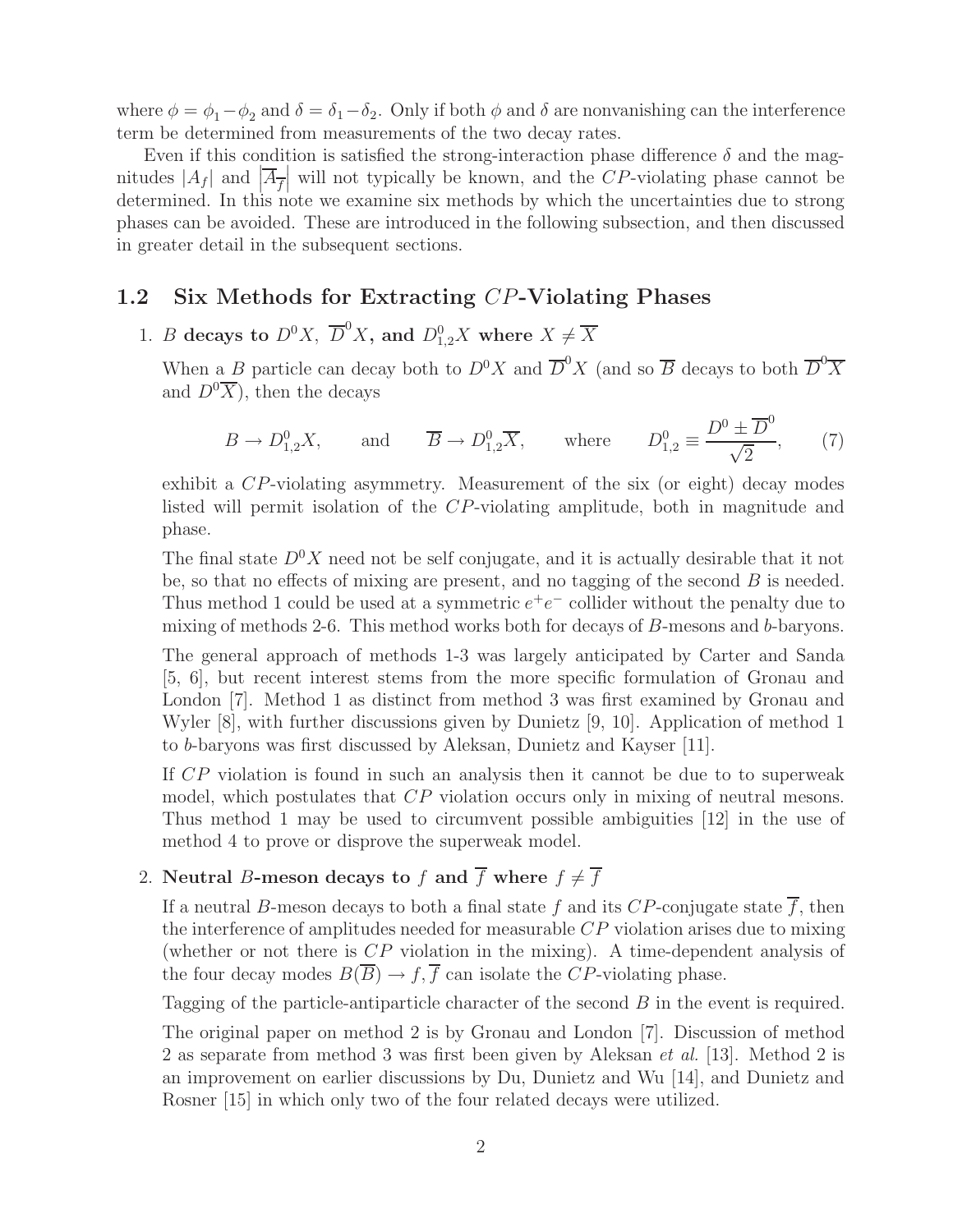where $\phi = \phi_1 - \phi_2$ and $\delta = \delta_1 - \delta_2$. Only if both $\phi$ and $\delta$ are nonvanishing can the interference term be determined from measurements of the two decay rates.

Even if this condition is satisfied the strong-interaction phase difference $\delta$ and the magnitudes $|A_f|$ and $\left|\overline{A}_{\overline{f}}\right|$ will not typically be known, and the $CP$-violating phase cannot be determined. In this note we examine six methods by which the uncertainties due to strong phases can be avoided. These are introduced in the following subsection, and then discussed in greater detail in the subsequent sections.

## 1.2 Six Methods for Extracting $CP$-Violating Phases

1. **$B$ decays to $D^0 X$, $\overline{D}^0 X$, and $D^0_{1,2} X$ where $X \neq \overline{X}$**

   When a $B$ particle can decay both to $D^0 X$ and $\overline{D}^0 X$ (and so $\overline{B}$ decays to both $\overline{D}^0 \overline{X}$ and $D^0 \overline{X}$), then the decays

   $$B \to D^0_{1,2} X, \qquad \text{and} \qquad \overline{B} \to D^0_{1,2} \overline{X}, \qquad \text{where} \qquad D^0_{1,2} \equiv \frac{D^0 \pm \overline{D}^0}{\sqrt{2}}, \tag{7}$$

   exhibit a $CP$-violating asymmetry. Measurement of the six (or eight) decay modes listed will permit isolation of the $CP$-violating amplitude, both in magnitude and phase.

   The final state $D^0 X$ need not be self conjugate, and it is actually desirable that it not be, so that no effects of mixing are present, and no tagging of the second $B$ is needed. Thus method 1 could be used at a symmetric $e^+e^-$ collider without the penalty due to mixing of methods 2-6. This method works both for decays of $B$-mesons and $b$-baryons.

   The general approach of methods 1-3 was largely anticipated by Carter and Sanda [5, 6], but recent interest stems from the more specific formulation of Gronau and London [7]. Method 1 as distinct from method 3 was first examined by Gronau and Wyler [8], with further discussions given by Dunietz [9, 10]. Application of method 1 to $b$-baryons was first discussed by Aleksan, Dunietz and Kayser [11].

   If $CP$ violation is found in such an analysis then it cannot be due to to superweak model, which postulates that $CP$ violation occurs only in mixing of neutral mesons. Thus method 1 may be used to circumvent possible ambiguities [12] in the use of method 4 to prove or disprove the superweak model.

2. **Neutral $B$-meson decays to $f$ and $\overline{f}$ where $f \neq \overline{f}$**

   If a neutral $B$-meson decays to both a final state $f$ and its $CP$-conjugate state $\overline{f}$, then the interference of amplitudes needed for measurable $CP$ violation arises due to mixing (whether or not there is $CP$ violation in the mixing). A time-dependent analysis of the four decay modes $B(\overline{B}) \to f, \overline{f}$ can isolate the $CP$-violating phase.

   Tagging of the particle-antiparticle character of the second $B$ in the event is required.

   The original paper on method 2 is by Gronau and London [7]. Discussion of method 2 as separate from method 3 was first been given by Aleksan *et al.* [13]. Method 2 is an improvement on earlier discussions by Du, Dunietz and Wu [14], and Dunietz and Rosner [15] in which only two of the four related decays were utilized.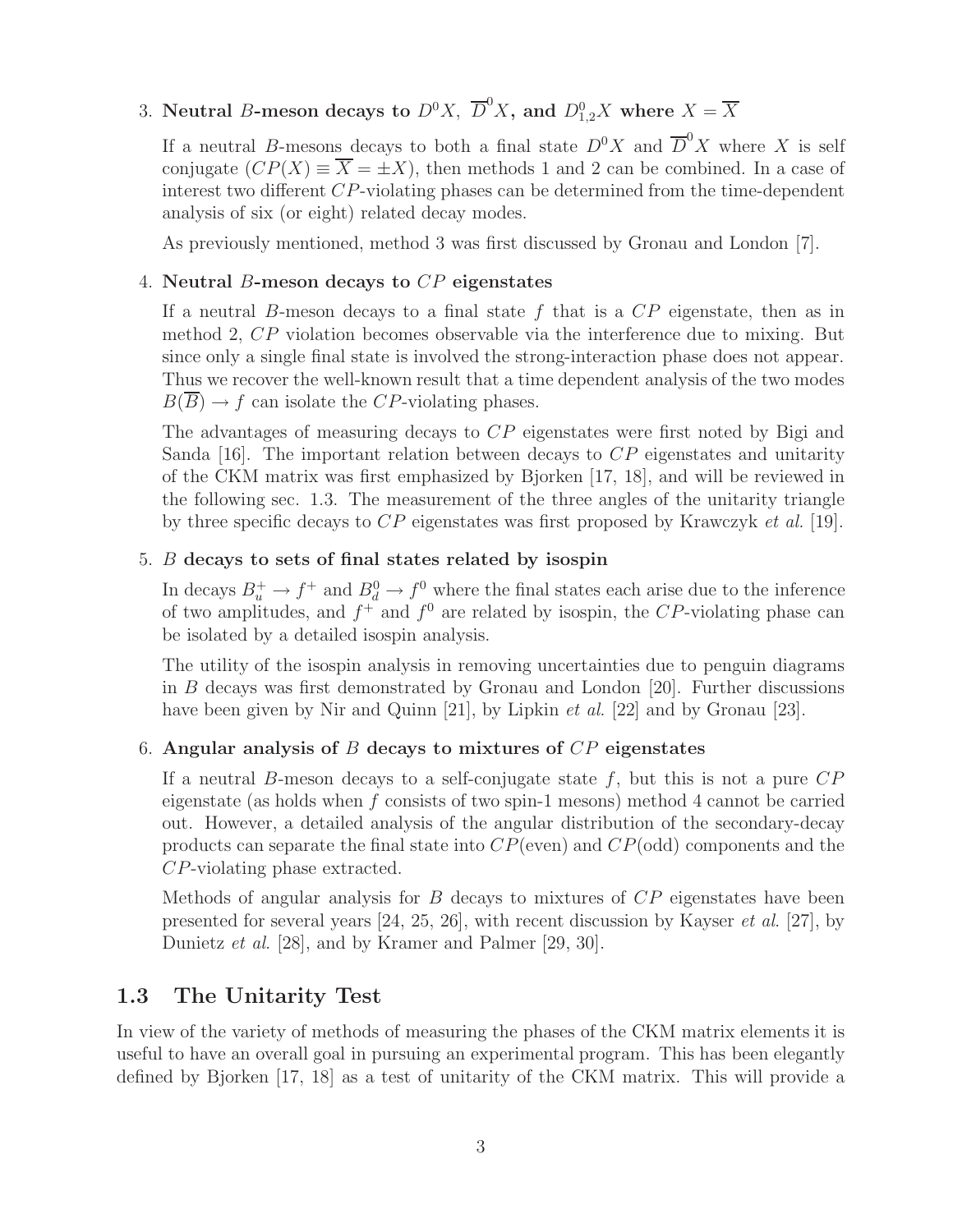3. **Neutral $B$-meson decays to $D^0 X$, $\overline{D}^0 X$, and $D^0_{1,2} X$ where $X = \overline{X}$**

   If a neutral $B$-mesons decays to both a final state $D^0 X$ and $\overline{D}^0 X$ where $X$ is self conjugate ($CP(X) \equiv \overline{X} = \pm X$), then methods 1 and 2 can be combined. In a case of interest two different $CP$-violating phases can be determined from the time-dependent analysis of six (or eight) related decay modes.

   As previously mentioned, method 3 was first discussed by Gronau and London [7].

4. **Neutral $B$-meson decays to $CP$ eigenstates**

   If a neutral $B$-meson decays to a final state $f$ that is a $CP$ eigenstate, then as in method 2, $CP$ violation becomes observable via the interference due to mixing. But since only a single final state is involved the strong-interaction phase does not appear. Thus we recover the well-known result that a time dependent analysis of the two modes $B(\overline{B}) \to f$ can isolate the $CP$-violating phases.

   The advantages of measuring decays to $CP$ eigenstates were first noted by Bigi and Sanda [16]. The important relation between decays to $CP$ eigenstates and unitarity of the CKM matrix was first emphasized by Bjorken [17, 18], and will be reviewed in the following sec. 1.3. The measurement of the three angles of the unitarity triangle by three specific decays to $CP$ eigenstates was first proposed by Krawczyk *et al.* [19].

5. **$B$ decays to sets of final states related by isospin**

   In decays $B_u^+ \to f^+$ and $B_d^0 \to f^0$ where the final states each arise due to the inference of two amplitudes, and $f^+$ and $f^0$ are related by isospin, the $CP$-violating phase can be isolated by a detailed isospin analysis.

   The utility of the isospin analysis in removing uncertainties due to penguin diagrams in $B$ decays was first demonstrated by Gronau and London [20]. Further discussions have been given by Nir and Quinn [21], by Lipkin *et al.* [22] and by Gronau [23].

6. **Angular analysis of $B$ decays to mixtures of $CP$ eigenstates**

   If a neutral $B$-meson decays to a self-conjugate state $f$, but this is not a pure $CP$ eigenstate (as holds when $f$ consists of two spin-1 mesons) method 4 cannot be carried out. However, a detailed analysis of the angular distribution of the secondary-decay products can separate the final state into $CP$(even) and $CP$(odd) components and the $CP$-violating phase extracted.

   Methods of angular analysis for $B$ decays to mixtures of $CP$ eigenstates have been presented for several years [24, 25, 26], with recent discussion by Kayser *et al.* [27], by Dunietz *et al.* [28], and by Kramer and Palmer [29, 30].

## 1.3 The Unitarity Test

In view of the variety of methods of measuring the phases of the CKM matrix elements it is useful to have an overall goal in pursuing an experimental program. This has been elegantly defined by Bjorken [17, 18] as a test of unitarity of the CKM matrix. This will provide a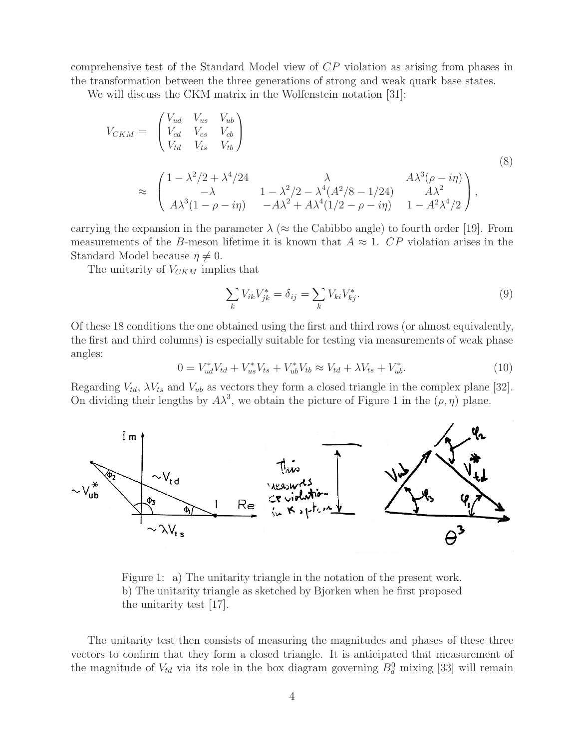comprehensive test of the Standard Model view of $CP$ violation as arising from phases in the transformation between the three generations of strong and weak quark base states.

We will discuss the CKM matrix in the Wolfenstein notation [31]:

$$
\begin{aligned}
V_{CKM} = & \begin{pmatrix} V_{ud} & V_{us} & V_{ub} \\ V_{cd} & V_{cs} & V_{cb} \\ V_{td} & V_{ts} & V_{tb} \end{pmatrix} \\
\approx & \begin{pmatrix} 1-\lambda^2/2+\lambda^4/24 & \lambda & A\lambda^3(\rho - i\eta) \\ -\lambda & 1-\lambda^2/2-\lambda^4(A^2/8-1/24) & A\lambda^2 \\ A\lambda^3(1-\rho-i\eta) & -A\lambda^2+A\lambda^4(1/2-\rho-i\eta) & 1-A^2\lambda^4/2 \end{pmatrix},
\end{aligned}
\tag{8}
$$

carrying the expansion in the parameter $\lambda$ ($\approx$ the Cabibbo angle) to fourth order [19]. From measurements of the $B$-meson lifetime it is known that $A \approx 1$. $CP$ violation arises in the Standard Model because $\eta \neq 0$.

The unitarity of $V_{CKM}$ implies that

$$
\sum_k V_{ik}V^*_{jk} = \delta_{ij} = \sum_k V_{ki}V^*_{kj}. \tag{9}
$$

Of these 18 conditions the one obtained using the first and third rows (or almost equivalently, the first and third columns) is especially suitable for testing via measurements of weak phase angles:

$$
0 = V^*_{ud}V_{td} + V^*_{us}V_{ts} + V^*_{ub}V_{tb} \approx V_{td} + \lambda V_{ts} + V^*_{ub}. \tag{10}
$$

Regarding $V_{td}$, $\lambda V_{ts}$ and $V_{ub}$ as vectors they form a closed triangle in the complex plane [32]. On dividing their lengths by $A\lambda^3$, we obtain the picture of Figure 1 in the $(\rho, \eta)$ plane.

Figure 1: a) The unitarity triangle in the notation of the present work. b) The unitarity triangle as sketched by Bjorken when he first proposed the unitarity test [17].

The unitarity test then consists of measuring the magnitudes and phases of these three vectors to confirm that they form a closed triangle. It is anticipated that measurement of the magnitude of $V_{td}$ via its role in the box diagram governing $B^0_d$ mixing [33] will remain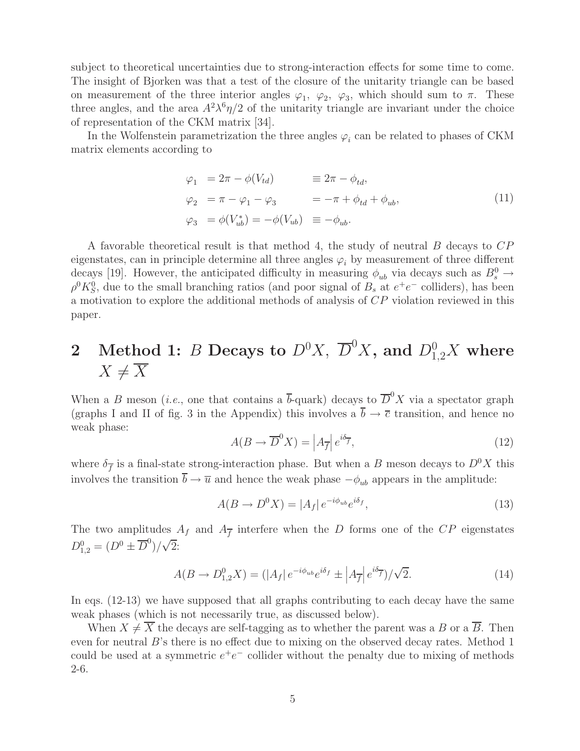subject to theoretical uncertainties due to strong-interaction effects for some time to come. The insight of Bjorken was that a test of the closure of the unitarity triangle can be based on measurement of the three interior angles $\varphi_1$, $\varphi_2$, $\varphi_3$, which should sum to $\pi$. These three angles, and the area $A^2\lambda^6\eta/2$ of the unitarity triangle are invariant under the choice of representation of the CKM matrix [34].

In the Wolfenstein parametrization the three angles $\varphi_i$ can be related to phases of CKM matrix elements according to

$$
\begin{aligned}
\varphi_1 &= 2\pi - \phi(V_{td}) && \equiv 2\pi - \phi_{td}, \\
\varphi_2 &= \pi - \varphi_1 - \varphi_3 && = -\pi + \phi_{td} + \phi_{ub}, \\
\varphi_3 &= \phi(V_{ub}^*) = -\phi(V_{ub}) && \equiv -\phi_{ub}.
\end{aligned}
\tag{11}
$$

A favorable theoretical result is that method 4, the study of neutral $B$ decays to $CP$ eigenstates, can in principle determine all three angles $\varphi_i$ by measurement of three different decays [19]. However, the anticipated difficulty in measuring $\phi_{ub}$ via decays such as $B_s^0 \to \rho^0 K_S^0$, due to the small branching ratios (and poor signal of $B_s$ at $e^+e^-$ colliders), has been a motivation to explore the additional methods of analysis of $CP$ violation reviewed in this paper.

# 2 Method 1: $B$ Decays to $D^0X$, $\overline{D}^0X$, and $D^0_{1,2}X$ where $X \neq \overline{X}$

When a $B$ meson (*i.e.*, one that contains a $\overline{b}$-quark) decays to $\overline{D}^0X$ via a spectator graph (graphs I and II of fig. 3 in the Appendix) this involves a $\overline{b} \to \overline{c}$ transition, and hence no weak phase:

$$
A(B \to \overline{D}^0 X) = \left| A_{\overline{f}} \right| e^{i\delta_{\overline{f}}},
\tag{12}
$$

where $\delta_{\overline{f}}$ is a final-state strong-interaction phase. But when a $B$ meson decays to $D^0X$ this involves the transition $\overline{b} \to \overline{u}$ and hence the weak phase $-\phi_{ub}$ appears in the amplitude:

$$
A(B \to D^0 X) = |A_f| \, e^{-i\phi_{ub}} e^{i\delta_f},
\tag{13}
$$

The two amplitudes $A_f$ and $A_{\overline{f}}$ interfere when the $D$ forms one of the $CP$ eigenstates $D^0_{1,2} = (D^0 \pm \overline{D}^0)/\sqrt{2}$:

$$
A(B \to D^0_{1,2} X) = (|A_f| \, e^{-i\phi_{ub}} e^{i\delta_f} \pm \left| A_{\overline{f}} \right| e^{i\delta_{\overline{f}}})/\sqrt{2}.
\tag{14}
$$

In eqs. (12-13) we have supposed that all graphs contributing to each decay have the same weak phases (which is not necessarily true, as discussed below).

When $X \neq \overline{X}$ the decays are self-tagging as to whether the parent was a $B$ or a $\overline{B}$. Then even for neutral $B$'s there is no effect due to mixing on the observed decay rates. Method 1 could be used at a symmetric $e^+e^-$ collider without the penalty due to mixing of methods 2-6.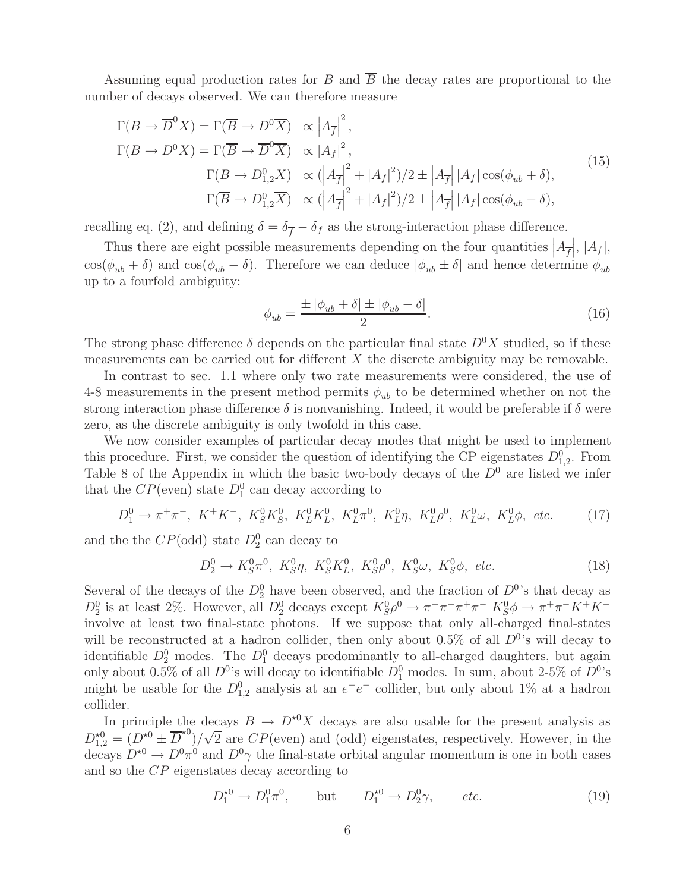Assuming equal production rates for $B$ and $\overline{B}$ the decay rates are proportional to the number of decays observed. We can therefore measure

$$
\begin{aligned}
\Gamma(B \to \overline{D}^0 X) = \Gamma(\overline{B} \to D^0 \overline{X}) \quad &\propto \left|A_{\overline{f}}\right|^2, \\
\Gamma(B \to D^0 X) = \Gamma(\overline{B} \to \overline{D}^0 \overline{X}) \quad &\propto \left|A_f\right|^2, \\
\Gamma(B \to D^0_{1,2} X) \quad &\propto (\left|A_{\overline{f}}\right|^2 + \left|A_f\right|^2)/2 \pm \left|A_{\overline{f}}\right| \left|A_f\right| \cos(\phi_{ub} + \delta), \\
\Gamma(\overline{B} \to D^0_{1,2} \overline{X}) \quad &\propto (\left|A_{\overline{f}}\right|^2 + \left|A_f\right|^2)/2 \pm \left|A_{\overline{f}}\right| \left|A_f\right| \cos(\phi_{ub} - \delta),
\end{aligned}
\tag{15}
$$

recalling eq. (2), and defining $\delta = \delta_{\overline{f}} - \delta_f$ as the strong-interaction phase difference.

Thus there are eight possible measurements depending on the four quantities $\left|A_{\overline{f}}\right|$, $|A_f|$, $\cos(\phi_{ub} + \delta)$ and $\cos(\phi_{ub} - \delta)$. Therefore we can deduce $|\phi_{ub} \pm \delta|$ and hence determine $\phi_{ub}$ up to a fourfold ambiguity:

$$
\phi_{ub} = \frac{\pm |\phi_{ub} + \delta| \pm |\phi_{ub} - \delta|}{2}. \tag{16}
$$

The strong phase difference $\delta$ depends on the particular final state $D^0 X$ studied, so if these measurements can be carried out for different $X$ the discrete ambiguity may be removable.

In contrast to sec. 1.1 where only two rate measurements were considered, the use of 4-8 measurements in the present method permits $\phi_{ub}$ to be determined whether on not the strong interaction phase difference $\delta$ is nonvanishing. Indeed, it would be preferable if $\delta$ were zero, as the discrete ambiguity is only twofold in this case.

We now consider examples of particular decay modes that might be used to implement this procedure. First, we consider the question of identifying the CP eigenstates $D^0_{1,2}$. From Table 8 of the Appendix in which the basic two-body decays of the $D^0$ are listed we infer that the $CP$(even) state $D^0_1$ can decay according to

$$
D^0_1 \to \pi^+\pi^-,\ K^+K^-,\ K^0_S K^0_S,\ K^0_L K^0_L,\ K^0_L \pi^0,\ K^0_L \eta,\ K^0_L \rho^0,\ K^0_L \omega,\ K^0_L \phi,\ etc. \tag{17}
$$

and the the $CP$(odd) state $D^0_2$ can decay to

$$
D^0_2 \to K^0_S \pi^0,\ K^0_S \eta,\ K^0_S K^0_L,\ K^0_S \rho^0,\ K^0_S \omega,\ K^0_S \phi,\ etc. \tag{18}
$$

Several of the decays of the $D^0_2$ have been observed, and the fraction of $D^0$'s that decay as $D^0_2$ is at least 2%. However, all $D^0_2$ decays except $K^0_S \rho^0 \to \pi^+\pi^-\pi^+\pi^-$ $K^0_S \phi \to \pi^+\pi^- K^+ K^-$ involve at least two final-state photons. If we suppose that only all-charged final-states will be reconstructed at a hadron collider, then only about 0.5% of all $D^0$'s will decay to identifiable $D^0_2$ modes. The $D^0_1$ decays predominantly to all-charged daughters, but again only about 0.5% of all $D^0$'s will decay to identifiable $D^0_1$ modes. In sum, about 2-5% of $D^0$'s might be usable for the $D^0_{1,2}$ analysis at an $e^+e^-$ collider, but only about 1% at a hadron collider.

In principle the decays $B \to D^{\star 0} X$ decays are also usable for the present analysis as $D^{\star 0}_{1,2} = (D^{\star 0} \pm \overline{D}^{\star 0})/\sqrt{2}$ are $CP$(even) and (odd) eigenstates, respectively. However, in the decays $D^{\star 0} \to D^0 \pi^0$ and $D^0 \gamma$ the final-state orbital angular momentum is one in both cases and so the $CP$ eigenstates decay according to

$$
D^{\star 0}_1 \to D^0_1 \pi^0, \qquad \text{but} \qquad D^{\star 0}_1 \to D^0_2 \gamma, \qquad etc. \tag{19}
$$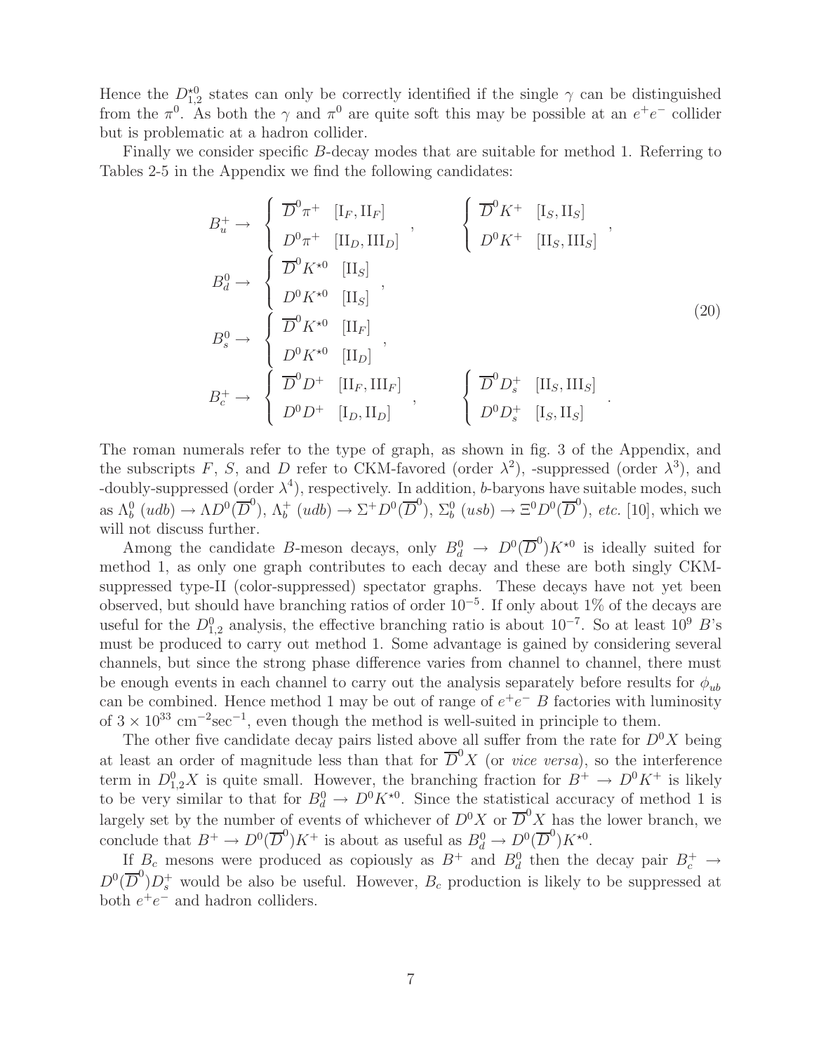Hence the $D^{\star 0}_{1,2}$ states can only be correctly identified if the single $\gamma$ can be distinguished from the $\pi^0$. As both the $\gamma$ and $\pi^0$ are quite soft this may be possible at an $e^+e^-$ collider but is problematic at a hadron collider.

Finally we consider specific $B$-decay modes that are suitable for method 1. Referring to Tables 2-5 in the Appendix we find the following candidates:

$$
\begin{aligned}
B_u^+ &\rightarrow \begin{cases} \overline{D}^0 \pi^+ & [\mathrm{I}_F, \mathrm{II}_F] \\ D^0 \pi^+ & [\mathrm{II}_D, \mathrm{III}_D] \end{cases}, \qquad \begin{cases} \overline{D}^0 K^+ & [\mathrm{I}_S, \mathrm{II}_S] \\ D^0 K^+ & [\mathrm{II}_S, \mathrm{III}_S] \end{cases}, \\
B_d^0 &\rightarrow \begin{cases} \overline{D}^0 K^{\star 0} & [\mathrm{II}_S] \\ D^0 K^{\star 0} & [\mathrm{II}_S] \end{cases}, \\
B_s^0 &\rightarrow \begin{cases} \overline{D}^0 K^{\star 0} & [\mathrm{II}_F] \\ D^0 K^{\star 0} & [\mathrm{II}_D] \end{cases}, \\
B_c^+ &\rightarrow \begin{cases} \overline{D}^0 D^+ & [\mathrm{II}_F, \mathrm{III}_F] \\ D^0 D^+ & [\mathrm{I}_D, \mathrm{II}_D] \end{cases}, \qquad \begin{cases} \overline{D}^0 D_s^+ & [\mathrm{II}_S, \mathrm{III}_S] \\ D^0 D_s^+ & [\mathrm{I}_S, \mathrm{II}_S] \end{cases}.
\end{aligned}
\tag{20}
$$

The roman numerals refer to the type of graph, as shown in fig. 3 of the Appendix, and the subscripts $F$, $S$, and $D$ refer to CKM-favored (order $\lambda^2$), -suppressed (order $\lambda^3$), and -doubly-suppressed (order $\lambda^4$), respectively. In addition, $b$-baryons have suitable modes, such as $\Lambda_b^0\ (udb) \rightarrow \Lambda D^0(\overline{D}^0)$, $\Lambda_b^+\ (udb) \rightarrow \Sigma^+ D^0(\overline{D}^0)$, $\Sigma_b^0\ (usb) \rightarrow \Xi^0 D^0(\overline{D}^0)$, *etc.* [10], which we will not discuss further.

Among the candidate $B$-meson decays, only $B_d^0 \rightarrow D^0(\overline{D}^0)K^{\star 0}$ is ideally suited for method 1, as only one graph contributes to each decay and these are both singly CKM-suppressed type-II (color-suppressed) spectator graphs. These decays have not yet been observed, but should have branching ratios of order $10^{-5}$. If only about 1% of the decays are useful for the $D^0_{1,2}$ analysis, the effective branching ratio is about $10^{-7}$. So at least $10^9$ $B$'s must be produced to carry out method 1. Some advantage is gained by considering several channels, but since the strong phase difference varies from channel to channel, there must be enough events in each channel to carry out the analysis separately before results for $\phi_{ub}$ can be combined. Hence method 1 may be out of range of $e^+e^-$ $B$ factories with luminosity of $3 \times 10^{33}$ cm$^{-2}$sec$^{-1}$, even though the method is well-suited in principle to them.

The other five candidate decay pairs listed above all suffer from the rate for $D^0X$ being at least an order of magnitude less than that for $\overline{D}^0X$ (or *vice versa*), so the interference term in $D^0_{1,2}X$ is quite small. However, the branching fraction for $B^+ \rightarrow D^0K^+$ is likely to be very similar to that for $B_d^0 \rightarrow D^0K^{\star 0}$. Since the statistical accuracy of method 1 is largely set by the number of events of whichever of $D^0X$ or $\overline{D}^0X$ has the lower branch, we conclude that $B^+ \rightarrow D^0(\overline{D}^0)K^+$ is about as useful as $B_d^0 \rightarrow D^0(\overline{D}^0)K^{\star 0}$.

If $B_c$ mesons were produced as copiously as $B^+$ and $B_d^0$ then the decay pair $B_c^+ \rightarrow D^0(\overline{D}^0)D_s^+$ would be also be useful. However, $B_c$ production is likely to be suppressed at both $e^+e^-$ and hadron colliders.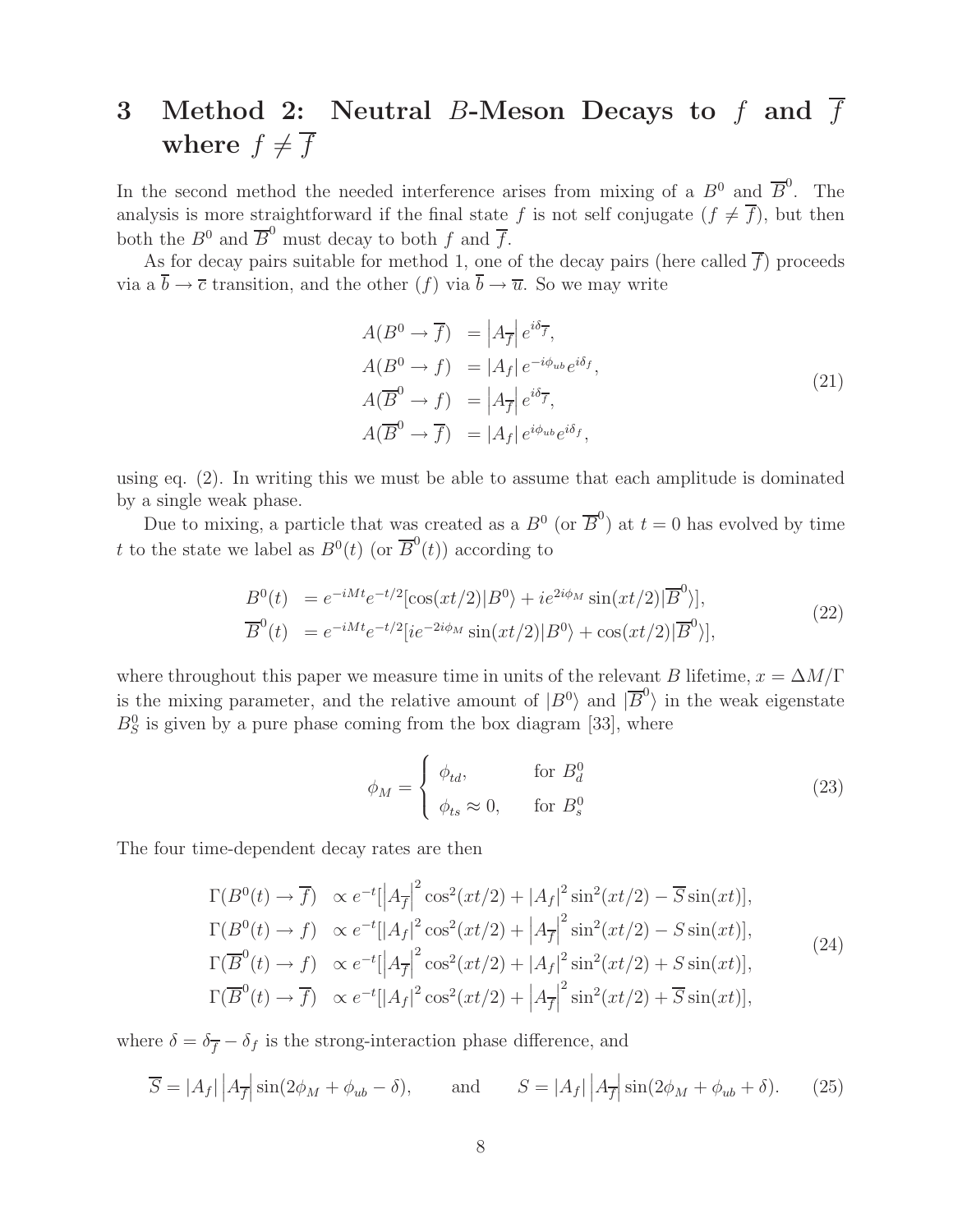# 3 Method 2: Neutral $B$-Meson Decays to $f$ and $\overline{f}$ where $f \neq \overline{f}$

In the second method the needed interference arises from mixing of a $B^0$ and $\overline{B}^0$. The analysis is more straightforward if the final state $f$ is not self conjugate ($f \neq \overline{f}$), but then both the $B^0$ and $\overline{B}^0$ must decay to both $f$ and $\overline{f}$.

As for decay pairs suitable for method 1, one of the decay pairs (here called $\overline{f}$) proceeds via a $\overline{b} \to \overline{c}$ transition, and the other ($f$) via $\overline{b} \to \overline{u}$. So we may write

$$
\begin{aligned}
A(B^0 \to \overline{f}) &= \left|A_{\overline{f}}\right| e^{i\delta_{\overline{f}}}, \\
A(B^0 \to f) &= \left|A_f\right| e^{-i\phi_{ub}} e^{i\delta_f}, \\
A(\overline{B}^0 \to f) &= \left|A_{\overline{f}}\right| e^{i\delta_{\overline{f}}}, \\
A(\overline{B}^0 \to \overline{f}) &= \left|A_f\right| e^{i\phi_{ub}} e^{i\delta_f},
\end{aligned}
\tag{21}
$$

using eq. (2). In writing this we must be able to assume that each amplitude is dominated by a single weak phase.

Due to mixing, a particle that was created as a $B^0$ (or $\overline{B}^0$) at $t = 0$ has evolved by time $t$ to the state we label as $B^0(t)$ (or $\overline{B}^0(t)$) according to

$$
\begin{aligned}
B^0(t) &= e^{-iMt} e^{-t/2} [\cos(xt/2)|B^0\rangle + i e^{2i\phi_M} \sin(xt/2)|\overline{B}^0\rangle], \\
\overline{B}^0(t) &= e^{-iMt} e^{-t/2} [i e^{-2i\phi_M} \sin(xt/2)|B^0\rangle + \cos(xt/2)|\overline{B}^0\rangle],
\end{aligned}
\tag{22}
$$

where throughout this paper we measure time in units of the relevant $B$ lifetime, $x = \Delta M/\Gamma$ is the mixing parameter, and the relative amount of $|B^0\rangle$ and $|\overline{B}^0\rangle$ in the weak eigenstate $B_S^0$ is given by a pure phase coming from the box diagram [33], where

$$
\phi_M = \begin{cases} \phi_{td}, & \text{for } B_d^0 \\ \phi_{ts} \approx 0, & \text{for } B_s^0 \end{cases}
\tag{23}
$$

The four time-dependent decay rates are then

$$
\begin{aligned}
\Gamma(B^0(t) \to \overline{f}) &\propto e^{-t}[\left|A_{\overline{f}}\right|^2 \cos^2(xt/2) + \left|A_f\right|^2 \sin^2(xt/2) - \overline{S}\sin(xt)], \\
\Gamma(B^0(t) \to f) &\propto e^{-t}[\left|A_f\right|^2 \cos^2(xt/2) + \left|A_{\overline{f}}\right|^2 \sin^2(xt/2) - S\sin(xt)], \\
\Gamma(\overline{B}^0(t) \to f) &\propto e^{-t}[\left|A_{\overline{f}}\right|^2 \cos^2(xt/2) + \left|A_f\right|^2 \sin^2(xt/2) + S\sin(xt)], \\
\Gamma(\overline{B}^0(t) \to \overline{f}) &\propto e^{-t}[\left|A_f\right|^2 \cos^2(xt/2) + \left|A_{\overline{f}}\right|^2 \sin^2(xt/2) + \overline{S}\sin(xt)],
\end{aligned}
\tag{24}
$$

where $\delta = \delta_{\overline{f}} - \delta_f$ is the strong-interaction phase difference, and

$$
\overline{S} = \left|A_f\right| \left|A_{\overline{f}}\right| \sin(2\phi_M + \phi_{ub} - \delta), \qquad \text{and} \qquad S = \left|A_f\right| \left|A_{\overline{f}}\right| \sin(2\phi_M + \phi_{ub} + \delta). \tag{25}
$$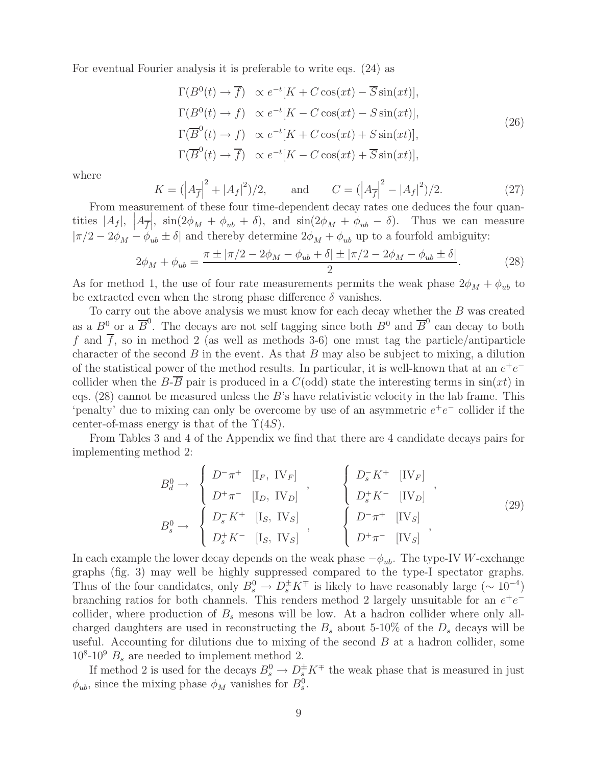For eventual Fourier analysis it is preferable to write eqs. (24) as

$$
\begin{aligned}
\Gamma(B^0(t) \to \overline{f}) &\propto e^{-t}[K + C\cos(xt) - \overline{S}\sin(xt)], \\
\Gamma(B^0(t) \to f) &\propto e^{-t}[K - C\cos(xt) - S\sin(xt)], \\
\Gamma(\overline{B}^0(t) \to f) &\propto e^{-t}[K + C\cos(xt) + S\sin(xt)], \\
\Gamma(\overline{B}^0(t) \to \overline{f}) &\propto e^{-t}[K - C\cos(xt) + \overline{S}\sin(xt)],
\end{aligned}
\tag{26}
$$

where

$$
K = (\left|A_{\overline{f}}\right|^2 + |A_f|^2)/2, \qquad \text{and} \qquad C = (\left|A_{\overline{f}}\right|^2 - |A_f|^2)/2. \tag{27}
$$

From measurement of these four time-dependent decay rates one deduces the four quantities $|A_f|$, $\left|A_{\overline{f}}\right|$, $\sin(2\phi_M + \phi_{ub} + \delta)$, and $\sin(2\phi_M + \phi_{ub} - \delta)$. Thus we can measure $|\pi/2 - 2\phi_M - \phi_{ub} \pm \delta|$ and thereby determine $2\phi_M + \phi_{ub}$ up to a fourfold ambiguity:

$$
2\phi_M + \phi_{ub} = \frac{\pi \pm |\pi/2 - 2\phi_M - \phi_{ub} + \delta| \pm |\pi/2 - 2\phi_M - \phi_{ub} \pm \delta|}{2}. \tag{28}
$$

As for method 1, the use of four rate measurements permits the weak phase $2\phi_M + \phi_{ub}$ to be extracted even when the strong phase difference $\delta$ vanishes.

To carry out the above analysis we must know for each decay whether the $B$ was created as a $B^0$ or a $\overline{B}^0$. The decays are not self tagging since both $B^0$ and $\overline{B}^0$ can decay to both $f$ and $\overline{f}$, so in method 2 (as well as methods 3-6) one must tag the particle/antiparticle character of the second $B$ in the event. As that $B$ may also be subject to mixing, a dilution of the statistical power of the method results. In particular, it is well-known that at an $e^+e^-$ collider when the $B$-$\overline{B}$ pair is produced in a $C$(odd) state the interesting terms in $\sin(xt)$ in eqs. (28) cannot be measured unless the $B$'s have relativistic velocity in the lab frame. This 'penalty' due to mixing can only be overcome by use of an asymmetric $e^+e^-$ collider if the center-of-mass energy is that of the $\Upsilon(4S)$.

From Tables 3 and 4 of the Appendix we find that there are 4 candidate decays pairs for implementing method 2:

$$
\begin{aligned}
B_d^0 \to &\left\{ \begin{array}{ll} D^-\pi^+ & [\mathrm{I}_F,\ \mathrm{IV}_F] \\ D^+\pi^- & [\mathrm{I}_D,\ \mathrm{IV}_D] \end{array} \right., \qquad
\left\{ \begin{array}{ll} D_s^-K^+ & [\mathrm{IV}_F] \\ D_s^+K^- & [\mathrm{IV}_D] \end{array} \right., \\
B_s^0 \to &\left\{ \begin{array}{ll} D_s^-K^+ & [\mathrm{I}_S,\ \mathrm{IV}_S] \\ D_s^+K^- & [\mathrm{I}_S,\ \mathrm{IV}_S] \end{array} \right., \qquad
\left\{ \begin{array}{ll} D^-\pi^+ & [\mathrm{IV}_S] \\ D^+\pi^- & [\mathrm{IV}_S] \end{array} \right.,
\end{aligned}
\tag{29}
$$

In each example the lower decay depends on the weak phase $-\phi_{ub}$. The type-IV $W$-exchange graphs (fig. 3) may well be highly suppressed compared to the type-I spectator graphs. Thus of the four candidates, only $B_s^0 \to D_s^\pm K^\mp$ is likely to have reasonably large ($\sim 10^{-4}$) branching ratios for both channels. This renders method 2 largely unsuitable for an $e^+e^-$ collider, where production of $B_s$ mesons will be low. At a hadron collider where only all-charged daughters are used in reconstructing the $B_s$ about 5-10% of the $D_s$ decays will be useful. Accounting for dilutions due to mixing of the second $B$ at a hadron collider, some $10^8$-$10^9$ $B_s$ are needed to implement method 2.

If method 2 is used for the decays $B_s^0 \to D_s^\pm K^\mp$ the weak phase that is measured in just $\phi_{ub}$, since the mixing phase $\phi_M$ vanishes for $B_s^0$.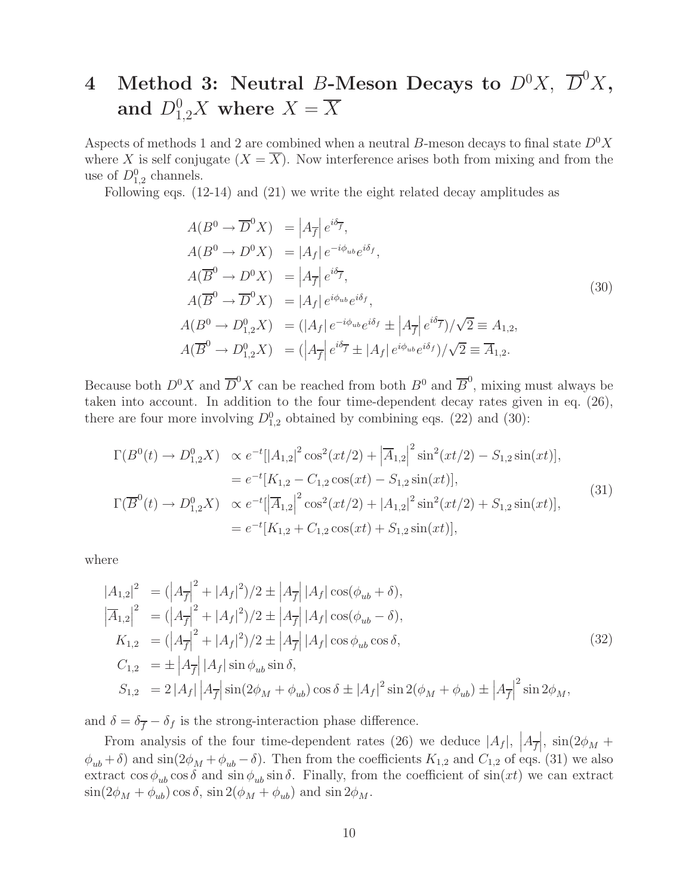# 4 Method 3: Neutral $B$-Meson Decays to $D^0X$, $\overline{D}^0X$, and $D^0_{1,2}X$ where $X = \overline{X}$

Aspects of methods 1 and 2 are combined when a neutral $B$-meson decays to final state $D^0X$ where $X$ is self conjugate ($X = \overline{X}$). Now interference arises both from mixing and from the use of $D^0_{1,2}$ channels.

Following eqs. (12-14) and (21) we write the eight related decay amplitudes as

$$
\begin{aligned}
A(B^0 \to \overline{D}^0 X) &= \left|A_{\overline{f}}\right| e^{i\delta_{\overline{f}}}, \\
A(B^0 \to D^0 X) &= \left|A_f\right| e^{-i\phi_{ub}} e^{i\delta_f}, \\
A(\overline{B}^0 \to D^0 X) &= \left|A_{\overline{f}}\right| e^{i\delta_{\overline{f}}}, \\
A(\overline{B}^0 \to \overline{D}^0 X) &= \left|A_f\right| e^{i\phi_{ub}} e^{i\delta_f}, \\
A(B^0 \to D^0_{1,2} X) &= (\left|A_f\right| e^{-i\phi_{ub}} e^{i\delta_f} \pm \left|A_{\overline{f}}\right| e^{i\delta_{\overline{f}}})/\sqrt{2} \equiv A_{1,2}, \\
A(\overline{B}^0 \to D^0_{1,2} X) &= (\left|A_{\overline{f}}\right| e^{i\delta_{\overline{f}}} \pm \left|A_f\right| e^{i\phi_{ub}} e^{i\delta_f})/\sqrt{2} \equiv \overline{A}_{1,2}.
\end{aligned}
\tag{30}
$$

Because both $D^0X$ and $\overline{D}^0X$ can be reached from both $B^0$ and $\overline{B}^0$, mixing must always be taken into account. In addition to the four time-dependent decay rates given in eq. (26), there are four more involving $D^0_{1,2}$ obtained by combining eqs. (22) and (30):

$$
\begin{aligned}
\Gamma(B^0(t) \to D^0_{1,2} X) &\propto e^{-t}[\left|A_{1,2}\right|^2 \cos^2(xt/2) + \left|\overline{A}_{1,2}\right|^2 \sin^2(xt/2) - S_{1,2} \sin(xt)], \\
&= e^{-t}[K_{1,2} - C_{1,2}\cos(xt) - S_{1,2}\sin(xt)], \\
\Gamma(\overline{B}^0(t) \to D^0_{1,2} X) &\propto e^{-t}[\left|\overline{A}_{1,2}\right|^2 \cos^2(xt/2) + \left|A_{1,2}\right|^2 \sin^2(xt/2) + S_{1,2} \sin(xt)], \\
&= e^{-t}[K_{1,2} + C_{1,2}\cos(xt) + S_{1,2}\sin(xt)],
\end{aligned}
\tag{31}
$$

where

$$
\begin{aligned}
\left|A_{1,2}\right|^2 &= (\left|A_{\overline{f}}\right|^2 + \left|A_f\right|^2)/2 \pm \left|A_{\overline{f}}\right| \left|A_f\right| \cos(\phi_{ub} + \delta), \\
\left|\overline{A}_{1,2}\right|^2 &= (\left|A_{\overline{f}}\right|^2 + \left|A_f\right|^2)/2 \pm \left|A_{\overline{f}}\right| \left|A_f\right| \cos(\phi_{ub} - \delta), \\
K_{1,2} &= (\left|A_{\overline{f}}\right|^2 + \left|A_f\right|^2)/2 \pm \left|A_{\overline{f}}\right| \left|A_f\right| \cos\phi_{ub} \cos\delta, \\
C_{1,2} &= \pm \left|A_{\overline{f}}\right| \left|A_f\right| \sin\phi_{ub} \sin\delta, \\
S_{1,2} &= 2\left|A_f\right| \left|A_{\overline{f}}\right| \sin(2\phi_M + \phi_{ub}) \cos\delta \pm \left|A_f\right|^2 \sin 2(\phi_M + \phi_{ub}) \pm \left|A_{\overline{f}}\right|^2 \sin 2\phi_M,
\end{aligned}
\tag{32}
$$

and $\delta = \delta_{\overline{f}} - \delta_f$ is the strong-interaction phase difference.

From analysis of the four time-dependent rates (26) we deduce $|A_f|$, $\left|A_{\overline{f}}\right|$, $\sin(2\phi_M + \phi_{ub} + \delta)$ and $\sin(2\phi_M + \phi_{ub} - \delta)$. Then from the coefficients $K_{1,2}$ and $C_{1,2}$ of eqs. (31) we also extract $\cos\phi_{ub}\cos\delta$ and $\sin\phi_{ub}\sin\delta$. Finally, from the coefficient of $\sin(xt)$ we can extract $\sin(2\phi_M + \phi_{ub})\cos\delta$, $\sin 2(\phi_M + \phi_{ub})$ and $\sin 2\phi_M$.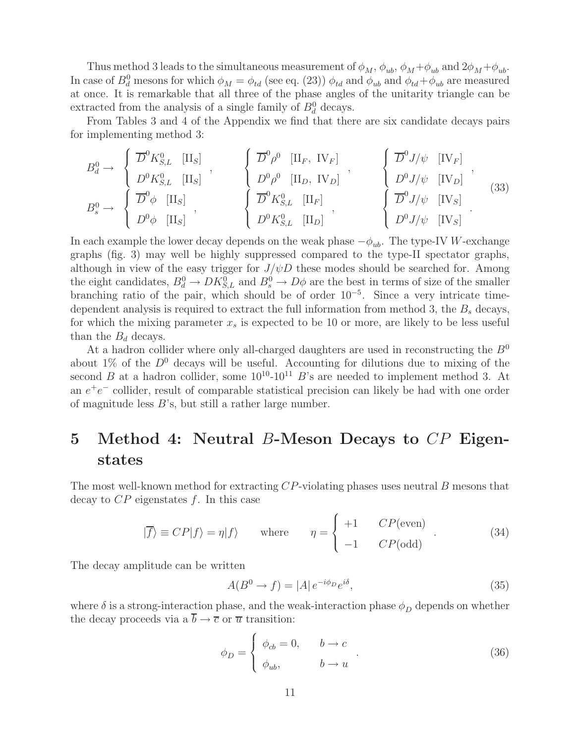Thus method 3 leads to the simultaneous measurement of $\phi_M$, $\phi_{ub}$, $\phi_M + \phi_{ub}$ and $2\phi_M + \phi_{ub}$. In case of $B_d^0$ mesons for which $\phi_M = \phi_{td}$ (see eq. (23)) $\phi_{td}$ and $\phi_{ub}$ and $\phi_{td} + \phi_{ub}$ are measured at once. It is remarkable that all three of the phase angles of the unitarity triangle can be extracted from the analysis of a single family of $B_d^0$ decays.

From Tables 3 and 4 of the Appendix we find that there are six candidate decays pairs for implementing method 3:

$$
\begin{array}{llll}
B_d^0 \to & \left\{ \begin{array}{ll} \overline{D}^0 K_{S,L}^0 & [\mathrm{II}_S] \\ D^0 K_{S,L}^0 & [\mathrm{II}_S] \end{array} \right. , & \left\{ \begin{array}{ll} \overline{D}^0 \rho^0 & [\mathrm{II}_F,\ \mathrm{IV}_F] \\ D^0 \rho^0 & [\mathrm{II}_D,\ \mathrm{IV}_D] \end{array} \right. , & \left\{ \begin{array}{ll} \overline{D}^0 J/\psi & [\mathrm{IV}_F] \\ D^0 J/\psi & [\mathrm{IV}_D] \end{array} \right. , \\
B_s^0 \to & \left\{ \begin{array}{ll} \overline{D}^0 \phi & [\mathrm{II}_S] \\ D^0 \phi & [\mathrm{II}_S] \end{array} \right. , & \left\{ \begin{array}{ll} \overline{D}^0 K_{S,L}^0 & [\mathrm{II}_F] \\ D^0 K_{S,L}^0 & [\mathrm{II}_D] \end{array} \right. , & \left\{ \begin{array}{ll} \overline{D}^0 J/\psi & [\mathrm{IV}_S] \\ D^0 J/\psi & [\mathrm{IV}_S] \end{array} \right. .
\end{array}
\tag{33}
$$

In each example the lower decay depends on the weak phase $-\phi_{ub}$. The type-IV $W$-exchange graphs (fig. 3) may well be highly suppressed compared to the type-II spectator graphs, although in view of the easy trigger for $J/\psi D$ these modes should be searched for. Among the eight candidates, $B_d^0 \to D K_{S,L}^0$ and $B_s^0 \to D\phi$ are the best in terms of size of the smaller branching ratio of the pair, which should be of order $10^{-5}$. Since a very intricate time-dependent analysis is required to extract the full information from method 3, the $B_s$ decays, for which the mixing parameter $x_s$ is expected to be 10 or more, are likely to be less useful than the $B_d$ decays.

At a hadron collider where only all-charged daughters are used in reconstructing the $B^0$ about 1% of the $D^0$ decays will be useful. Accounting for dilutions due to mixing of the second $B$ at a hadron collider, some $10^{10}$-$10^{11}$ $B$'s are needed to implement method 3. At an $e^+e^-$ collider, result of comparable statistical precision can likely be had with one order of magnitude less $B$'s, but still a rather large number.

# 5 Method 4: Neutral $B$-Meson Decays to $CP$ Eigenstates

The most well-known method for extracting $CP$-violating phases uses neutral $B$ mesons that decay to $CP$ eigenstates $f$. In this case

$$
|\overline{f}\rangle \equiv CP|f\rangle = \eta|f\rangle \qquad \text{where} \qquad \eta = \left\{ \begin{array}{ll} +1 & CP(\text{even}) \\ -1 & CP(\text{odd}) \end{array} \right. . \tag{34}
$$

The decay amplitude can be written

$$
A(B^0 \to f) = |A|\, e^{-i\phi_D} e^{i\delta}, \tag{35}
$$

where $\delta$ is a strong-interaction phase, and the weak-interaction phase $\phi_D$ depends on whether the decay proceeds via a $\overline{b} \to \overline{c}$ or $\overline{u}$ transition:

$$
\phi_D = \left\{ \begin{array}{ll} \phi_{cb} = 0, & b \to c \\ \phi_{ub}, & b \to u \end{array} \right. . \tag{36}
$$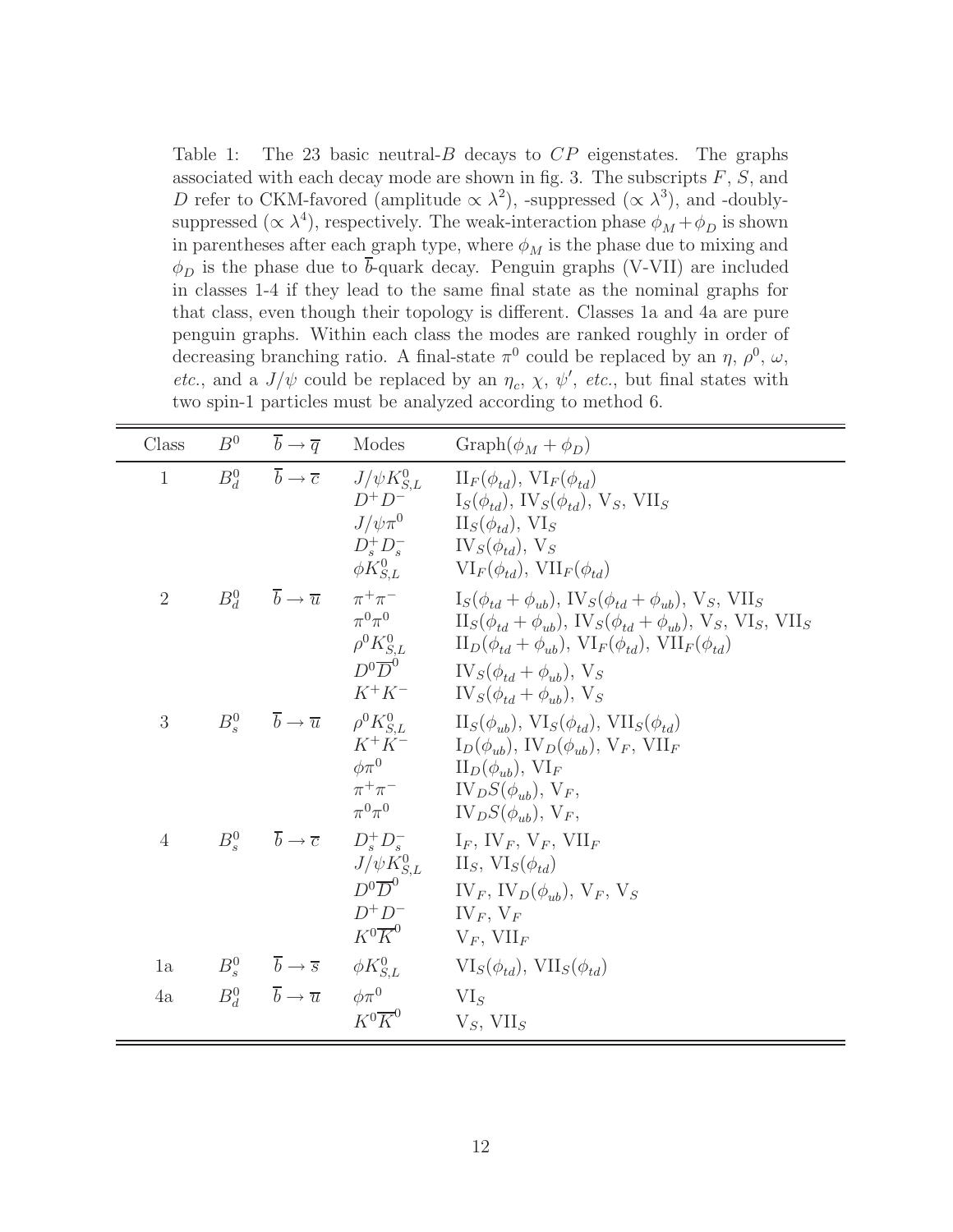Table 1: The 23 basic neutral-$B$ decays to $CP$ eigenstates. The graphs associated with each decay mode are shown in fig. 3. The subscripts $F$, $S$, and $D$ refer to CKM-favored (amplitude $\propto \lambda^2$), -suppressed ($\propto \lambda^3$), and -doubly-suppressed ($\propto \lambda^4$), respectively. The weak-interaction phase $\phi_M + \phi_D$ is shown in parentheses after each graph type, where $\phi_M$ is the phase due to mixing and $\phi_D$ is the phase due to $\overline{b}$-quark decay. Penguin graphs (V-VII) are included in classes 1-4 if they lead to the same final state as the nominal graphs for that class, even though their topology is different. Classes 1a and 4a are pure penguin graphs. Within each class the modes are ranked roughly in order of decreasing branching ratio. A final-state $\pi^0$ could be replaced by an $\eta$, $\rho^0$, $\omega$, *etc.*, and a $J/\psi$ could be replaced by an $\eta_c$, $\chi$, $\psi'$, *etc.*, but final states with two spin-1 particles must be analyzed according to method 6.

| Class | $B^0$ | $\overline{b} \to \overline{q}$ | Modes | Graph($\phi_M + \phi_D$) |
|---|---|---|---|---|
| 1 | $B_d^0$ | $\overline{b} \to \overline{c}$ | $J/\psi K_{S,L}^0$ | $\mathrm{II}_F(\phi_{td})$, $\mathrm{VI}_F(\phi_{td})$ |
| | | | $D^+D^-$ | $\mathrm{I}_S(\phi_{td})$, $\mathrm{IV}_S(\phi_{td})$, $\mathrm{V}_S$, $\mathrm{VII}_S$ |
| | | | $J/\psi\pi^0$ | $\mathrm{II}_S(\phi_{td})$, $\mathrm{VI}_S$ |
| | | | $D_s^+D_s^-$ | $\mathrm{IV}_S(\phi_{td})$, $\mathrm{V}_S$ |
| | | | $\phi K_{S,L}^0$ | $\mathrm{VI}_F(\phi_{td})$, $\mathrm{VII}_F(\phi_{td})$ |
| 2 | $B_d^0$ | $\overline{b} \to \overline{u}$ | $\pi^+\pi^-$ | $\mathrm{I}_S(\phi_{td}+\phi_{ub})$, $\mathrm{IV}_S(\phi_{td}+\phi_{ub})$, $\mathrm{V}_S$, $\mathrm{VII}_S$ |
| | | | $\pi^0\pi^0$ | $\mathrm{II}_S(\phi_{td}+\phi_{ub})$, $\mathrm{IV}_S(\phi_{td}+\phi_{ub})$, $\mathrm{V}_S$, $\mathrm{VI}_S$, $\mathrm{VII}_S$ |
| | | | $\rho^0 K_{S,L}^0$ | $\mathrm{II}_D(\phi_{td}+\phi_{ub})$, $\mathrm{VI}_F(\phi_{td})$, $\mathrm{VII}_F(\phi_{td})$ |
| | | | $D^0\overline{D}^0$ | $\mathrm{IV}_S(\phi_{td}+\phi_{ub})$, $\mathrm{V}_S$ |
| | | | $K^+K^-$ | $\mathrm{IV}_S(\phi_{td}+\phi_{ub})$, $\mathrm{V}_S$ |
| 3 | $B_s^0$ | $\overline{b} \to \overline{u}$ | $\rho^0 K_{S,L}^0$ | $\mathrm{II}_S(\phi_{ub})$, $\mathrm{VI}_S(\phi_{td})$, $\mathrm{VII}_S(\phi_{td})$ |
| | | | $K^+K^-$ | $\mathrm{I}_D(\phi_{ub})$, $\mathrm{IV}_D(\phi_{ub})$, $\mathrm{V}_F$, $\mathrm{VII}_F$ |
| | | | $\phi\pi^0$ | $\mathrm{II}_D(\phi_{ub})$, $\mathrm{VI}_F$ |
| | | | $\pi^+\pi^-$ | $\mathrm{IV}_D S(\phi_{ub})$, $\mathrm{V}_F$, |
| | | | $\pi^0\pi^0$ | $\mathrm{IV}_D S(\phi_{ub})$, $\mathrm{V}_F$, |
| 4 | $B_s^0$ | $\overline{b} \to \overline{c}$ | $D_s^+D_s^-$ | $\mathrm{I}_F$, $\mathrm{IV}_F$, $\mathrm{V}_F$, $\mathrm{VII}_F$ |
| | | | $J/\psi K_{S,L}^0$ | $\mathrm{II}_S$, $\mathrm{VI}_S(\phi_{td})$ |
| | | | $D^0\overline{D}^0$ | $\mathrm{IV}_F$, $\mathrm{IV}_D(\phi_{ub})$, $\mathrm{V}_F$, $\mathrm{V}_S$ |
| | | | $D^+D^-$ | $\mathrm{IV}_F$, $\mathrm{V}_F$ |
| | | | $K^0\overline{K}^0$ | $\mathrm{V}_F$, $\mathrm{VII}_F$ |
| 1a | $B_s^0$ | $\overline{b} \to \overline{s}$ | $\phi K_{S,L}^0$ | $\mathrm{VI}_S(\phi_{td})$, $\mathrm{VII}_S(\phi_{td})$ |
| 4a | $B_d^0$ | $\overline{b} \to \overline{u}$ | $\phi\pi^0$ | $\mathrm{VI}_S$ |
| | | | $K^0\overline{K}^0$ | $\mathrm{V}_S$, $\mathrm{VII}_S$ |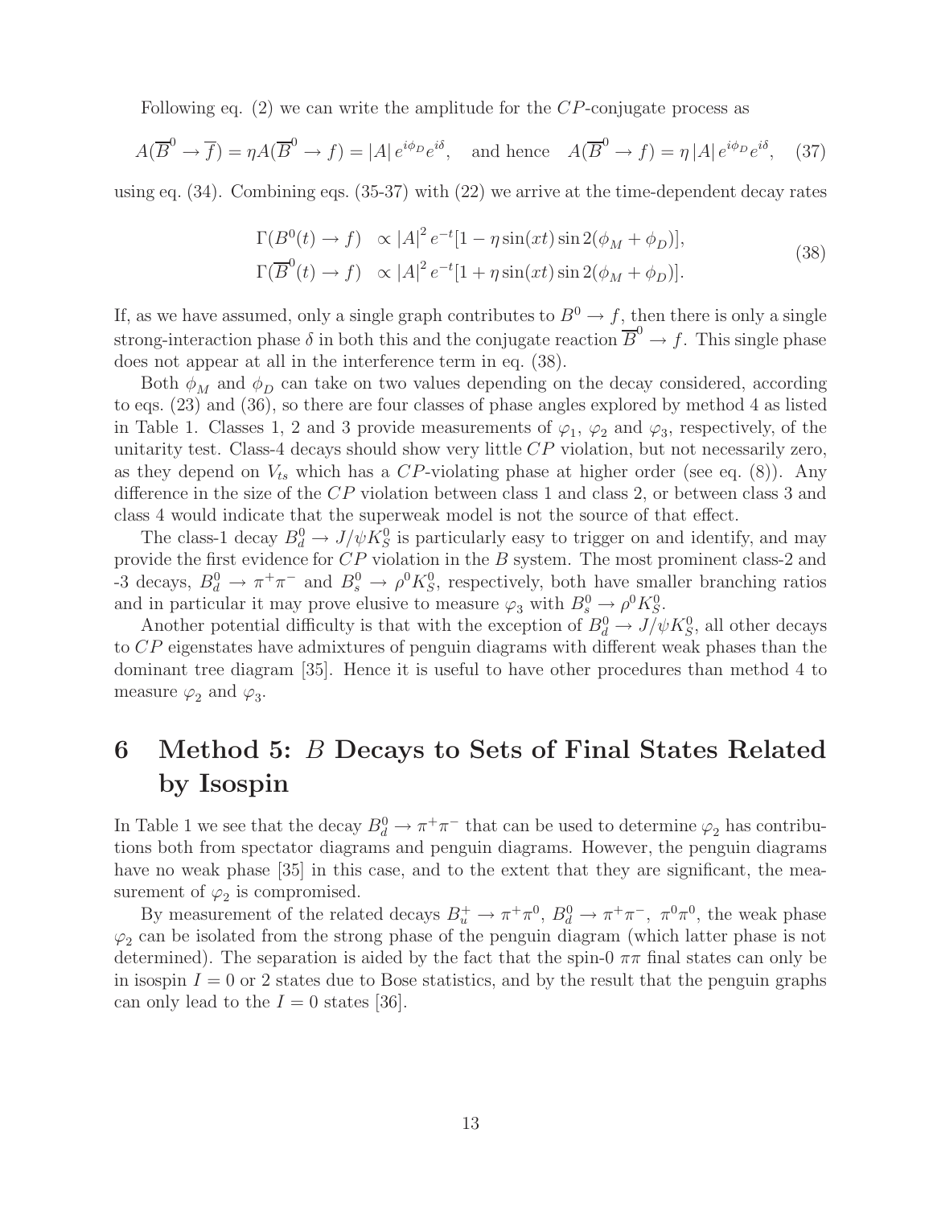Following eq. (2) we can write the amplitude for the $CP$-conjugate process as

$$A(\overline{B}^0 \to \overline{f}) = \eta A(\overline{B}^0 \to f) = |A|\, e^{i\phi_D} e^{i\delta}, \quad \text{and hence} \quad A(\overline{B}^0 \to f) = \eta\, |A|\, e^{i\phi_D} e^{i\delta}, \tag{37}$$

using eq. (34). Combining eqs. (35-37) with (22) we arrive at the time-dependent decay rates

$$\begin{aligned}
\Gamma(B^0(t) \to f) &\propto |A|^2\, e^{-t}[1 - \eta \sin(xt) \sin 2(\phi_M + \phi_D)], \\
\Gamma(\overline{B}^0(t) \to f) &\propto |A|^2\, e^{-t}[1 + \eta \sin(xt) \sin 2(\phi_M + \phi_D)].
\end{aligned} \tag{38}$$

If, as we have assumed, only a single graph contributes to $B^0 \to f$, then there is only a single strong-interaction phase $\delta$ in both this and the conjugate reaction $\overline{B}^0 \to f$. This single phase does not appear at all in the interference term in eq. (38).

Both $\phi_M$ and $\phi_D$ can take on two values depending on the decay considered, according to eqs. (23) and (36), so there are four classes of phase angles explored by method 4 as listed in Table 1. Classes 1, 2 and 3 provide measurements of $\varphi_1$, $\varphi_2$ and $\varphi_3$, respectively, of the unitarity test. Class-4 decays should show very little $CP$ violation, but not necessarily zero, as they depend on $V_{ts}$ which has a $CP$-violating phase at higher order (see eq. (8)). Any difference in the size of the $CP$ violation between class 1 and class 2, or between class 3 and class 4 would indicate that the superweak model is not the source of that effect.

The class-1 decay $B_d^0 \to J/\psi K_S^0$ is particularly easy to trigger on and identify, and may provide the first evidence for $CP$ violation in the $B$ system. The most prominent class-2 and -3 decays, $B_d^0 \to \pi^+\pi^-$ and $B_s^0 \to \rho^0 K_S^0$, respectively, both have smaller branching ratios and in particular it may prove elusive to measure $\varphi_3$ with $B_s^0 \to \rho^0 K_S^0$.

Another potential difficulty is that with the exception of $B_d^0 \to J/\psi K_S^0$, all other decays to $CP$ eigenstates have admixtures of penguin diagrams with different weak phases than the dominant tree diagram [35]. Hence it is useful to have other procedures than method 4 to measure $\varphi_2$ and $\varphi_3$.

# 6 Method 5: $B$ Decays to Sets of Final States Related by Isospin

In Table 1 we see that the decay $B_d^0 \to \pi^+\pi^-$ that can be used to determine $\varphi_2$ has contributions both from spectator diagrams and penguin diagrams. However, the penguin diagrams have no weak phase [35] in this case, and to the extent that they are significant, the measurement of $\varphi_2$ is compromised.

By measurement of the related decays $B_u^+ \to \pi^+\pi^0$, $B_d^0 \to \pi^+\pi^-$, $\pi^0\pi^0$, the weak phase $\varphi_2$ can be isolated from the strong phase of the penguin diagram (which latter phase is not determined). The separation is aided by the fact that the spin-0 $\pi\pi$ final states can only be in isospin $I = 0$ or 2 states due to Bose statistics, and by the result that the penguin graphs can only lead to the $I = 0$ states [36].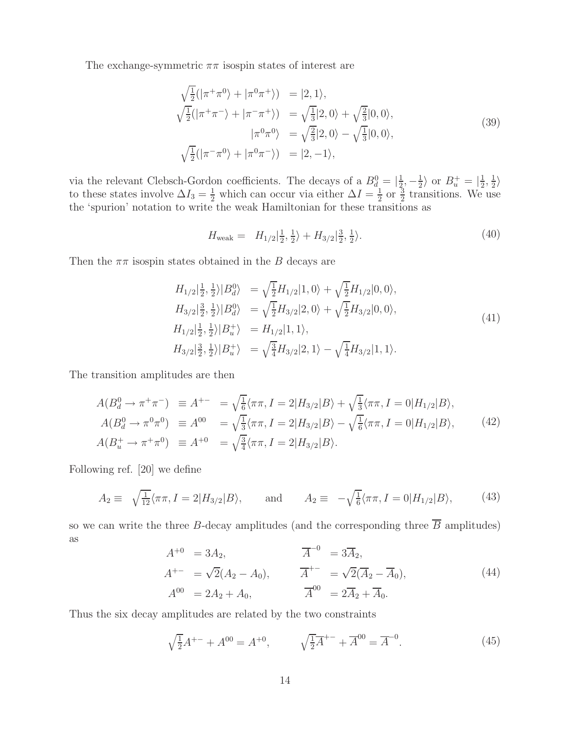The exchange-symmetric $\pi\pi$ isospin states of interest are

$$
\begin{aligned}
\sqrt{\tfrac{1}{2}}(|\pi^+\pi^0\rangle + |\pi^0\pi^+\rangle) &= |2,1\rangle, \\
\sqrt{\tfrac{1}{2}}(|\pi^+\pi^-\rangle + |\pi^-\pi^+\rangle) &= \sqrt{\tfrac{1}{3}}|2,0\rangle + \sqrt{\tfrac{2}{3}}|0,0\rangle, \\
|\pi^0\pi^0\rangle &= \sqrt{\tfrac{2}{3}}|2,0\rangle - \sqrt{\tfrac{1}{3}}|0,0\rangle, \\
\sqrt{\tfrac{1}{2}}(|\pi^-\pi^0\rangle + |\pi^0\pi^-\rangle) &= |2,-1\rangle,
\end{aligned}
\tag{39}
$$

via the relevant Clebsch-Gordon coefficients. The decays of a $B_d^0 = |\frac{1}{2}, -\frac{1}{2}\rangle$ or $B_u^+ = |\frac{1}{2}, \frac{1}{2}\rangle$ to these states involve $\Delta I_3 = \frac{1}{2}$ which can occur via either $\Delta I = \frac{1}{2}$ or $\frac{3}{2}$ transitions. We use the 'spurion' notation to write the weak Hamiltonian for these transitions as

$$
H_{\text{weak}} = H_{1/2}|\tfrac{1}{2}, \tfrac{1}{2}\rangle + H_{3/2}|\tfrac{3}{2}, \tfrac{1}{2}\rangle. \tag{40}
$$

Then the $\pi\pi$ isospin states obtained in the $B$ decays are

$$
\begin{aligned}
H_{1/2}|\tfrac{1}{2}, \tfrac{1}{2}\rangle|B_d^0\rangle &= \sqrt{\tfrac{1}{2}}H_{1/2}|1,0\rangle + \sqrt{\tfrac{1}{2}}H_{1/2}|0,0\rangle, \\
H_{3/2}|\tfrac{3}{2}, \tfrac{1}{2}\rangle|B_d^0\rangle &= \sqrt{\tfrac{1}{2}}H_{3/2}|2,0\rangle + \sqrt{\tfrac{1}{2}}H_{3/2}|0,0\rangle, \\
H_{1/2}|\tfrac{1}{2}, \tfrac{1}{2}\rangle|B_u^+\rangle &= H_{1/2}|1,1\rangle, \\
H_{3/2}|\tfrac{3}{2}, \tfrac{1}{2}\rangle|B_u^+\rangle &= \sqrt{\tfrac{3}{4}}H_{3/2}|2,1\rangle - \sqrt{\tfrac{1}{4}}H_{3/2}|1,1\rangle.
\end{aligned}
\tag{41}
$$

The transition amplitudes are then

$$
\begin{aligned}
A(B_d^0 \to \pi^+\pi^-) &\equiv A^{+-} &&= \sqrt{\tfrac{1}{6}}\langle\pi\pi, I=2|H_{3/2}|B\rangle + \sqrt{\tfrac{1}{3}}\langle\pi\pi, I=0|H_{1/2}|B\rangle, \\
A(B_d^0 \to \pi^0\pi^0) &\equiv A^{00} &&= \sqrt{\tfrac{1}{3}}\langle\pi\pi, I=2|H_{3/2}|B\rangle - \sqrt{\tfrac{1}{6}}\langle\pi\pi, I=0|H_{1/2}|B\rangle, \\
A(B_u^+ \to \pi^+\pi^0) &\equiv A^{+0} &&= \sqrt{\tfrac{3}{4}}\langle\pi\pi, I=2|H_{3/2}|B\rangle.
\end{aligned}
\tag{42}
$$

Following ref. [20] we define

$$
A_2 \equiv \sqrt{\tfrac{1}{12}}\langle\pi\pi, I=2|H_{3/2}|B\rangle, \qquad \text{and} \qquad A_2 \equiv -\sqrt{\tfrac{1}{6}}\langle\pi\pi, I=0|H_{1/2}|B\rangle, \tag{43}
$$

so we can write the three $B$-decay amplitudes (and the corresponding three $\overline{B}$ amplitudes) as

$$
\begin{aligned}
A^{+0} &= 3A_2, & \overline{A}^{-0} &= 3\overline{A}_2, \\
A^{+-} &= \sqrt{2}(A_2 - A_0), & \overline{A}^{+-} &= \sqrt{2}(\overline{A}_2 - \overline{A}_0), \\
A^{00} &= 2A_2 + A_0, & \overline{A}^{00} &= 2\overline{A}_2 + \overline{A}_0.
\end{aligned}
\tag{44}
$$

Thus the six decay amplitudes are related by the two constraints

$$
\sqrt{\tfrac{1}{2}}A^{+-} + A^{00} = A^{+0}, \qquad \sqrt{\tfrac{1}{2}}\overline{A}^{+-} + \overline{A}^{00} = \overline{A}^{-0}. \tag{45}
$$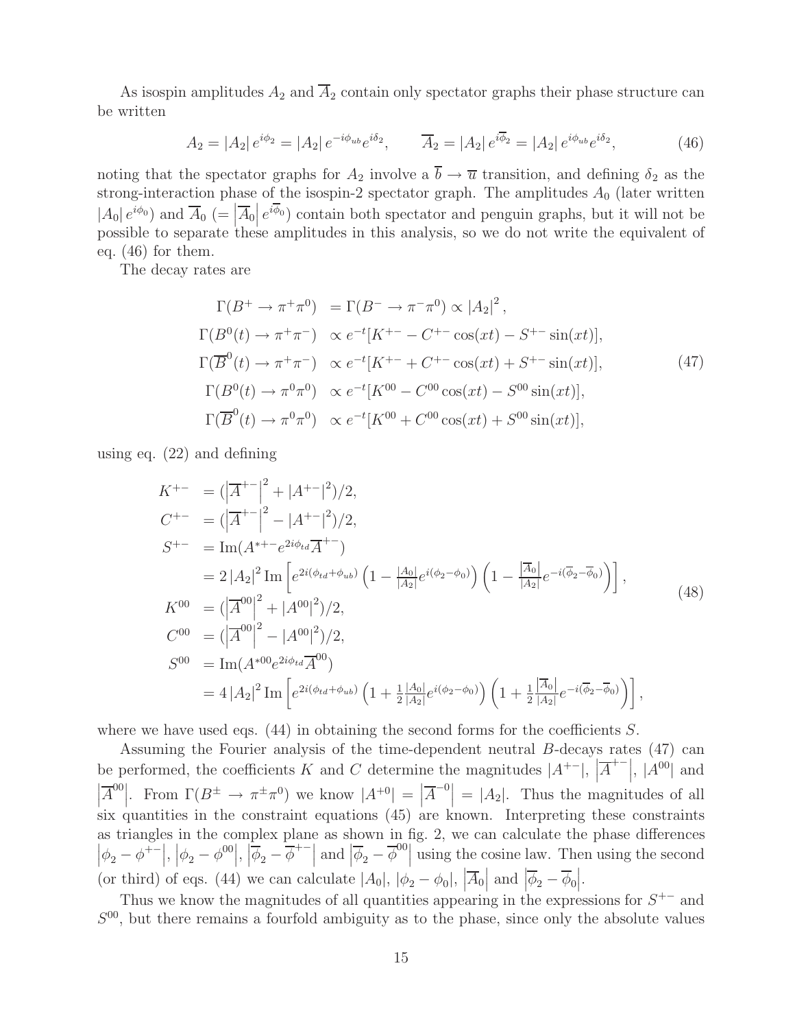As isospin amplitudes $A_2$ and $\overline{A}_2$ contain only spectator graphs their phase structure can be written

$$A_2 = |A_2| e^{i\phi_2} = |A_2| e^{-i\phi_{ub}} e^{i\delta_2}, \qquad \overline{A}_2 = |A_2| e^{i\overline{\phi}_2} = |A_2| e^{i\phi_{ub}} e^{i\delta_2}, \tag{46}$$

noting that the spectator graphs for $A_2$ involve a $\overline{b} \to \overline{u}$ transition, and defining $\delta_2$ as the strong-interaction phase of the isospin-2 spectator graph. The amplitudes $A_0$ (later written $|A_0| e^{i\phi_0}$) and $\overline{A}_0$ ($= \left|\overline{A}_0\right| e^{i\overline{\phi}_0}$) contain both spectator and penguin graphs, but it will not be possible to separate these amplitudes in this analysis, so we do not write the equivalent of eq. (46) for them.

The decay rates are

$$\begin{aligned}
\Gamma(B^+ \to \pi^+\pi^0) &= \Gamma(B^- \to \pi^-\pi^0) \propto |A_2|^2, \\
\Gamma(B^0(t) \to \pi^+\pi^-) &\propto e^{-t}[K^{+-} - C^{+-}\cos(xt) - S^{+-}\sin(xt)], \\
\Gamma(\overline{B}^0(t) \to \pi^+\pi^-) &\propto e^{-t}[K^{+-} + C^{+-}\cos(xt) + S^{+-}\sin(xt)], \\
\Gamma(B^0(t) \to \pi^0\pi^0) &\propto e^{-t}[K^{00} - C^{00}\cos(xt) - S^{00}\sin(xt)], \\
\Gamma(\overline{B}^0(t) \to \pi^0\pi^0) &\propto e^{-t}[K^{00} + C^{00}\cos(xt) + S^{00}\sin(xt)],
\end{aligned} \tag{47}$$

using eq. (22) and defining

$$\begin{aligned}
K^{+-} &= (\left|\overline{A}^{+-}\right|^2 + |A^{+-}|^2)/2, \\
C^{+-} &= (\left|\overline{A}^{+-}\right|^2 - |A^{+-}|^2)/2, \\
S^{+-} &= \mathrm{Im}(A^{*+-} e^{2i\phi_{td}} \overline{A}^{+-}) \\
&= 2|A_2|^2 \,\mathrm{Im}\left[e^{2i(\phi_{td}+\phi_{ub})}\left(1 - \tfrac{|A_0|}{|A_2|} e^{i(\phi_2-\phi_0)}\right)\left(1 - \tfrac{\left|\overline{A}_0\right|}{|A_2|} e^{-i(\overline{\phi}_2-\overline{\phi}_0)}\right)\right], \\
K^{00} &= (\left|\overline{A}^{00}\right|^2 + |A^{00}|^2)/2, \\
C^{00} &= (\left|\overline{A}^{00}\right|^2 - |A^{00}|^2)/2, \\
S^{00} &= \mathrm{Im}(A^{*00} e^{2i\phi_{td}} \overline{A}^{00}) \\
&= 4|A_2|^2 \,\mathrm{Im}\left[e^{2i(\phi_{td}+\phi_{ub})}\left(1 + \tfrac{1}{2}\tfrac{|A_0|}{|A_2|} e^{i(\phi_2-\phi_0)}\right)\left(1 + \tfrac{1}{2}\tfrac{\left|\overline{A}_0\right|}{|A_2|} e^{-i(\overline{\phi}_2-\overline{\phi}_0)}\right)\right],
\end{aligned} \tag{48}$$

where we have used eqs. (44) in obtaining the second forms for the coefficients $S$.

Assuming the Fourier analysis of the time-dependent neutral $B$-decays rates (47) can be performed, the coefficients $K$ and $C$ determine the magnitudes $|A^{+-}|$, $\left|\overline{A}^{+-}\right|$, $|A^{00}|$ and $\left|\overline{A}^{00}\right|$. From $\Gamma(B^\pm \to \pi^\pm\pi^0)$ we know $|A^{+0}| = \left|\overline{A}^{-0}\right| = |A_2|$. Thus the magnitudes of all six quantities in the constraint equations (45) are known. Interpreting these constraints as triangles in the complex plane as shown in fig. 2, we can calculate the phase differences $\left|\phi_2 - \phi^{+-}\right|$, $\left|\phi_2 - \phi^{00}\right|$, $\left|\overline{\phi}_2 - \overline{\phi}^{+-}\right|$ and $\left|\overline{\phi}_2 - \overline{\phi}^{00}\right|$ using the cosine law. Then using the second (or third) of eqs. (44) we can calculate $|A_0|$, $|\phi_2 - \phi_0|$, $\left|\overline{A}_0\right|$ and $\left|\overline{\phi}_2 - \overline{\phi}_0\right|$.

Thus we know the magnitudes of all quantities appearing in the expressions for $S^{+-}$ and $S^{00}$, but there remains a fourfold ambiguity as to the phase, since only the absolute values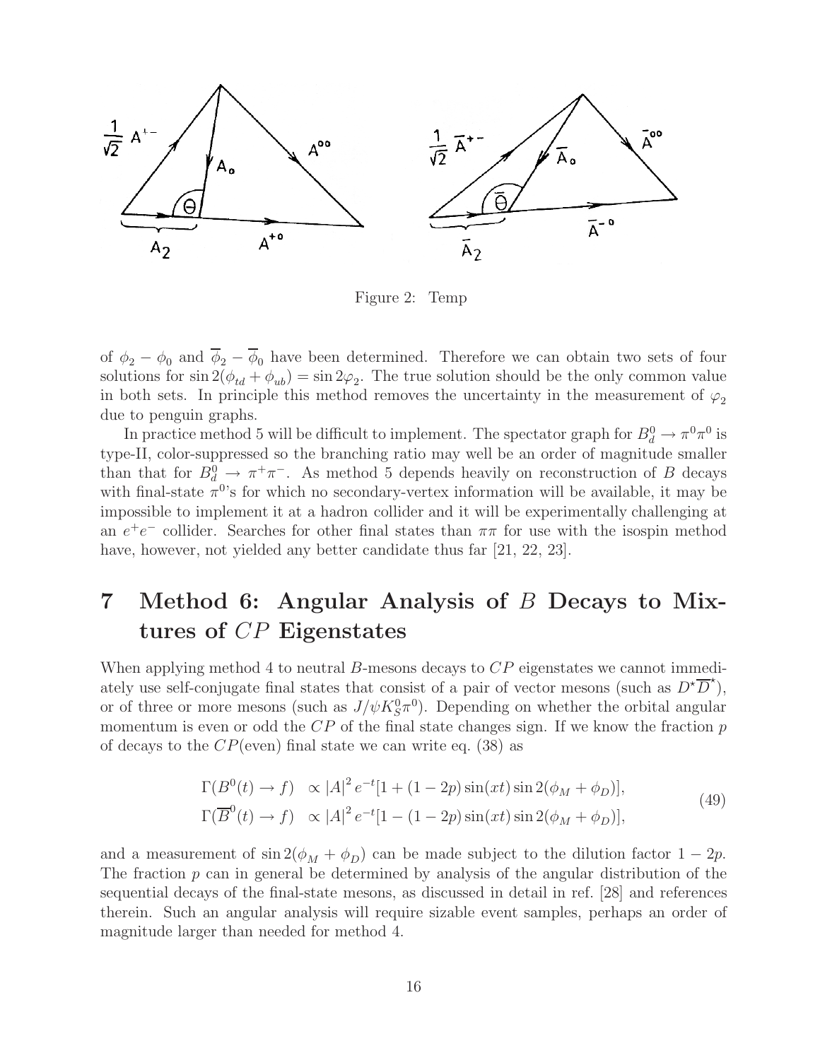Figure 2: Temp

of $\phi_2 - \phi_0$ and $\overline{\phi}_2 - \overline{\phi}_0$ have been determined. Therefore we can obtain two sets of four solutions for $\sin 2(\phi_{td} + \phi_{ub}) = \sin 2\varphi_2$. The true solution should be the only common value in both sets. In principle this method removes the uncertainty in the measurement of $\varphi_2$ due to penguin graphs.

In practice method 5 will be difficult to implement. The spectator graph for $B_d^0 \to \pi^0\pi^0$ is type-II, color-suppressed so the branching ratio may well be an order of magnitude smaller than that for $B_d^0 \to \pi^+\pi^-$. As method 5 depends heavily on reconstruction of $B$ decays with final-state $\pi^0$'s for which no secondary-vertex information will be available, it may be impossible to implement it at a hadron collider and it will be experimentally challenging at an $e^+e^-$ collider. Searches for other final states than $\pi\pi$ for use with the isospin method have, however, not yielded any better candidate thus far [21, 22, 23].

# 7 Method 6: Angular Analysis of $B$ Decays to Mixtures of $CP$ Eigenstates

When applying method 4 to neutral $B$-mesons decays to $CP$ eigenstates we cannot immediately use self-conjugate final states that consist of a pair of vector mesons (such as $D^\star\overline{D}^\star$), or of three or more mesons (such as $J/\psi K_S^0\pi^0$). Depending on whether the orbital angular momentum is even or odd the $CP$ of the final state changes sign. If we know the fraction $p$ of decays to the $CP$(even) final state we can write eq. (38) as

$$
\begin{aligned}
\Gamma(B^0(t) \to f) &\propto |A|^2 e^{-t}[1 + (1-2p)\sin(xt)\sin 2(\phi_M + \phi_D)], \\
\Gamma(\overline{B}^0(t) \to f) &\propto |A|^2 e^{-t}[1 - (1-2p)\sin(xt)\sin 2(\phi_M + \phi_D)],
\end{aligned}
\tag{49}
$$

and a measurement of $\sin 2(\phi_M + \phi_D)$ can be made subject to the dilution factor $1 - 2p$. The fraction $p$ can in general be determined by analysis of the angular distribution of the sequential decays of the final-state mesons, as discussed in detail in ref. [28] and references therein. Such an angular analysis will require sizable event samples, perhaps an order of magnitude larger than needed for method 4.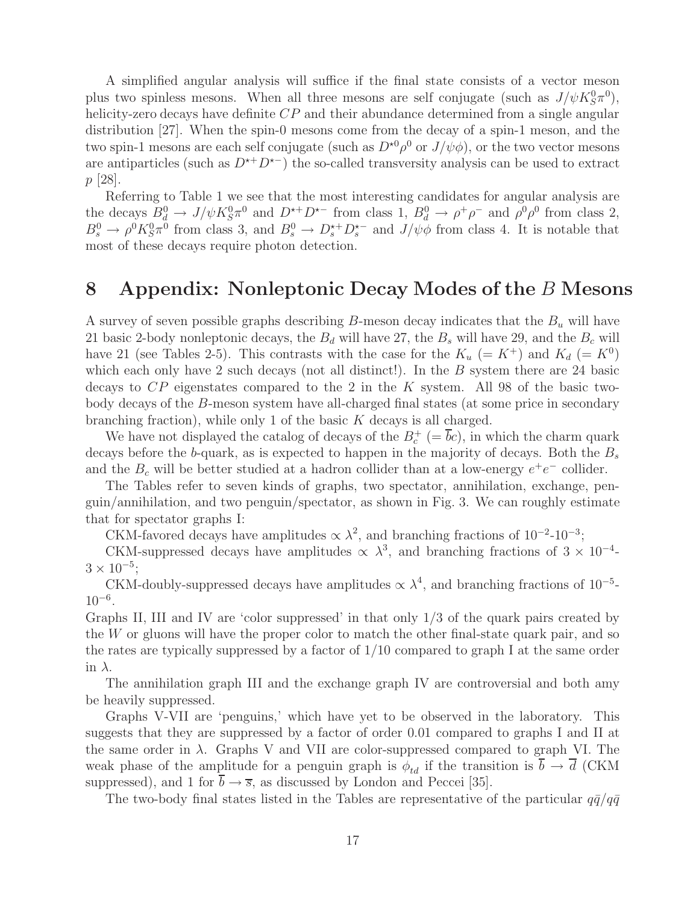A simplified angular analysis will suffice if the final state consists of a vector meson plus two spinless mesons. When all three mesons are self conjugate (such as $J/\psi K_S^0 \pi^0$), helicity-zero decays have definite $CP$ and their abundance determined from a single angular distribution [27]. When the spin-0 mesons come from the decay of a spin-1 meson, and the two spin-1 mesons are each self conjugate (such as $D^{\star 0}\rho^0$ or $J/\psi\phi$), or the two vector mesons are antiparticles (such as $D^{\star +}D^{\star -}$) the so-called transversity analysis can be used to extract $p$ [28].

Referring to Table 1 we see that the most interesting candidates for angular analysis are the decays $B_d^0 \to J/\psi K_S^0 \pi^0$ and $D^{\star +}D^{\star -}$ from class 1, $B_d^0 \to \rho^+\rho^-$ and $\rho^0\rho^0$ from class 2, $B_s^0 \to \rho^0 K_S^0 \pi^0$ from class 3, and $B_s^0 \to D_s^{\star +}D_s^{\star -}$ and $J/\psi\phi$ from class 4. It is notable that most of these decays require photon detection.

# 8 Appendix: Nonleptonic Decay Modes of the $B$ Mesons

A survey of seven possible graphs describing $B$-meson decay indicates that the $B_u$ will have 21 basic 2-body nonleptonic decays, the $B_d$ will have 27, the $B_s$ will have 29, and the $B_c$ will have 21 (see Tables 2-5). This contrasts with the case for the $K_u$ $(= K^+)$ and $K_d$ $(= K^0)$ which each only have 2 such decays (not all distinct!). In the $B$ system there are 24 basic decays to $CP$ eigenstates compared to the 2 in the $K$ system. All 98 of the basic two-body decays of the $B$-meson system have all-charged final states (at some price in secondary branching fraction), while only 1 of the basic $K$ decays is all charged.

We have not displayed the catalog of decays of the $B_c^+$ $(= \overline{b}c)$, in which the charm quark decays before the $b$-quark, as is expected to happen in the majority of decays. Both the $B_s$ and the $B_c$ will be better studied at a hadron collider than at a low-energy $e^+e^-$ collider.

The Tables refer to seven kinds of graphs, two spectator, annihilation, exchange, penguin/annihilation, and two penguin/spectator, as shown in Fig. 3. We can roughly estimate that for spectator graphs I:

CKM-favored decays have amplitudes $\propto \lambda^2$, and branching fractions of $10^{-2}$-$10^{-3}$;

CKM-suppressed decays have amplitudes $\propto \lambda^3$, and branching fractions of $3 \times 10^{-4}$-$3 \times 10^{-5}$;

CKM-doubly-suppressed decays have amplitudes $\propto \lambda^4$, and branching fractions of $10^{-5}$-$10^{-6}$.

Graphs II, III and IV are 'color suppressed' in that only 1/3 of the quark pairs created by the $W$ or gluons will have the proper color to match the other final-state quark pair, and so the rates are typically suppressed by a factor of 1/10 compared to graph I at the same order in $\lambda$.

The annihilation graph III and the exchange graph IV are controversial and both amy be heavily suppressed.

Graphs V-VII are 'penguins,' which have yet to be observed in the laboratory. This suggests that they are suppressed by a factor of order 0.01 compared to graphs I and II at the same order in $\lambda$. Graphs V and VII are color-suppressed compared to graph VI. The weak phase of the amplitude for a penguin graph is $\phi_{td}$ if the transition is $\overline{b} \to \overline{d}$ (CKM suppressed), and 1 for $\overline{b} \to \overline{s}$, as discussed by London and Peccei [35].

The two-body final states listed in the Tables are representative of the particular $q\bar{q}/q\bar{q}$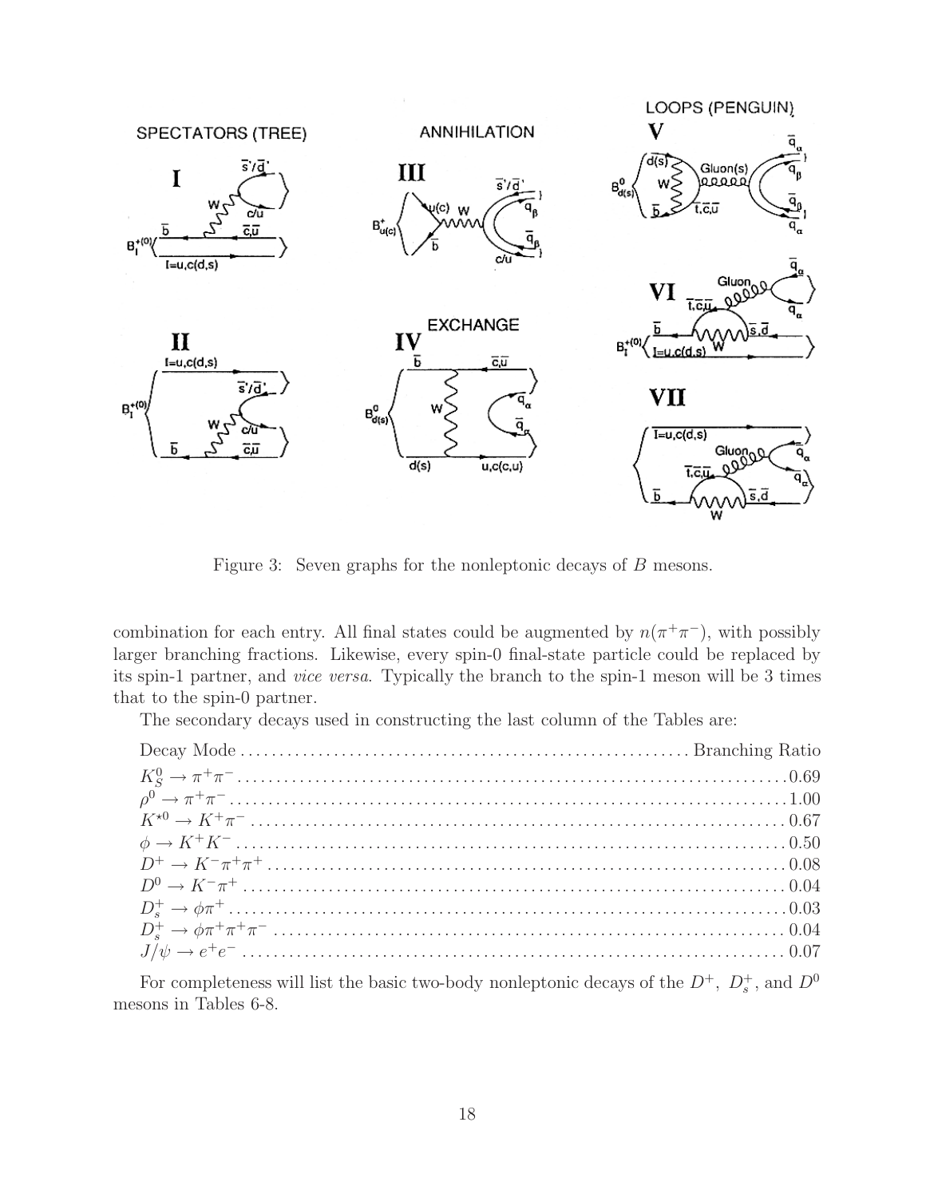Figure 3: Seven graphs for the nonleptonic decays of $B$ mesons.

combination for each entry. All final states could be augmented by $n(\pi^+\pi^-)$, with possibly larger branching fractions. Likewise, every spin-0 final-state particle could be replaced by its spin-1 partner, and *vice versa*. Typically the branch to the spin-1 meson will be 3 times that to the spin-0 partner.

The secondary decays used in constructing the last column of the Tables are:

| Decay Mode | Branching Ratio |
|---|---|
| $K_S^0 \to \pi^+\pi^-$ | 0.69 |
| $\rho^0 \to \pi^+\pi^-$ | 1.00 |
| $K^{*0} \to K^+\pi^-$ | 0.67 |
| $\phi \to K^+K^-$ | 0.50 |
| $D^+ \to K^-\pi^+\pi^+$ | 0.08 |
| $D^0 \to K^-\pi^+$ | 0.04 |
| $D_s^+ \to \phi\pi^+$ | 0.03 |
| $D_s^+ \to \phi\pi^+\pi^+\pi^-$ | 0.04 |
| $J/\psi \to e^+e^-$ | 0.07 |

For completeness will list the basic two-body nonleptonic decays of the $D^+$, $D_s^+$, and $D^0$ mesons in Tables 6-8.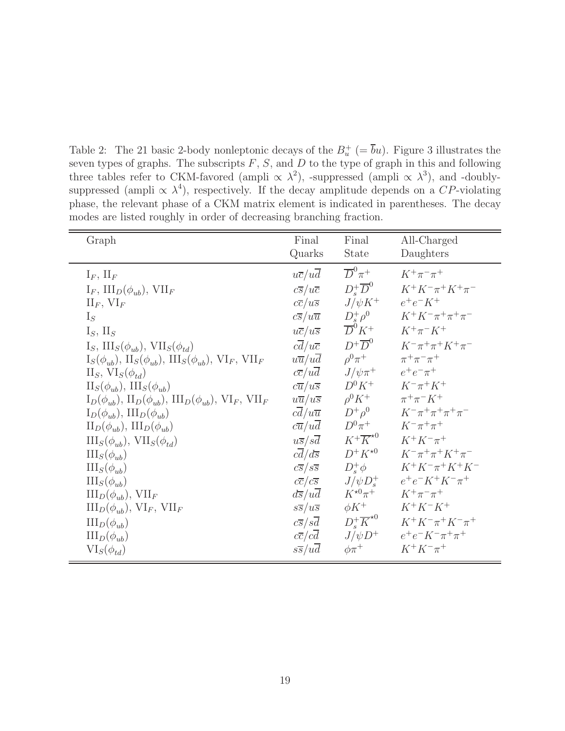Table 2: The 21 basic 2-body nonleptonic decays of the $B_u^+$ ($= \overline{b}u$). Figure 3 illustrates the seven types of graphs. The subscripts $F$, $S$, and $D$ to the type of graph in this and following three tables refer to CKM-favored (ampli $\propto \lambda^2$), -suppressed (ampli $\propto \lambda^3$), and -doubly-suppressed (ampli $\propto \lambda^4$), respectively. If the decay amplitude depends on a $CP$-violating phase, the relevant phase of a CKM matrix element is indicated in parentheses. The decay modes are listed roughly in order of decreasing branching fraction.

| Graph | Final Quarks | Final State | All-Charged Daughters |
|---|---|---|---|
| $\mathrm{I}_F$, $\mathrm{II}_F$ | $u\overline{c}/u\overline{d}$ | $\overline{D}^0\pi^+$ | $K^+\pi^-\pi^+$ |
| $\mathrm{I}_F$, $\mathrm{III}_D(\phi_{ub})$, $\mathrm{VII}_F$ | $c\overline{s}/u\overline{c}$ | $D_s^+\overline{D}^0$ | $K^+K^-\pi^+K^+\pi^-$ |
| $\mathrm{II}_F$, $\mathrm{VI}_F$ | $c\overline{c}/u\overline{s}$ | $J/\psi K^+$ | $e^+e^-K^+$ |
| $\mathrm{I}_S$ | $c\overline{s}/u\overline{u}$ | $D_s^+\rho^0$ | $K^+K^-\pi^+\pi^+\pi^-$ |
| $\mathrm{I}_S$, $\mathrm{II}_S$ | $u\overline{c}/u\overline{s}$ | $\overline{D}^0K^+$ | $K^+\pi^-K^+$ |
| $\mathrm{I}_S$, $\mathrm{III}_S(\phi_{ub})$, $\mathrm{VII}_S(\phi_{td})$ | $c\overline{d}/u\overline{c}$ | $D^+\overline{D}^0$ | $K^-\pi^+\pi^+K^+\pi^-$ |
| $\mathrm{I}_S(\phi_{ub})$, $\mathrm{II}_S(\phi_{ub})$, $\mathrm{III}_S(\phi_{ub})$, $\mathrm{VI}_F$, $\mathrm{VII}_F$ | $u\overline{u}/u\overline{d}$ | $\rho^0\pi^+$ | $\pi^+\pi^-\pi^+$ |
| $\mathrm{II}_S$, $\mathrm{VI}_S(\phi_{td})$ | $c\overline{c}/u\overline{d}$ | $J/\psi\pi^+$ | $e^+e^-\pi^+$ |
| $\mathrm{II}_S(\phi_{ub})$, $\mathrm{III}_S(\phi_{ub})$ | $c\overline{u}/u\overline{s}$ | $D^0K^+$ | $K^-\pi^+K^+$ |
| $\mathrm{I}_D(\phi_{ub})$, $\mathrm{II}_D(\phi_{ub})$, $\mathrm{III}_D(\phi_{ub})$, $\mathrm{VI}_F$, $\mathrm{VII}_F$ | $u\overline{u}/u\overline{s}$ | $\rho^0K^+$ | $\pi^+\pi^-K^+$ |
| $\mathrm{I}_D(\phi_{ub})$, $\mathrm{III}_D(\phi_{ub})$ | $c\overline{d}/u\overline{u}$ | $D^+\rho^0$ | $K^-\pi^+\pi^+\pi^+\pi^-$ |
| $\mathrm{II}_D(\phi_{ub})$, $\mathrm{III}_D(\phi_{ub})$ | $c\overline{u}/u\overline{d}$ | $D^0\pi^+$ | $K^-\pi^+\pi^+$ |
| $\mathrm{III}_S(\phi_{ub})$, $\mathrm{VII}_S(\phi_{td})$ | $u\overline{s}/s\overline{d}$ | $K^+\overline{K}^{\star 0}$ | $K^+K^-\pi^+$ |
| $\mathrm{III}_S(\phi_{ub})$ | $c\overline{d}/d\overline{s}$ | $D^+K^{\star 0}$ | $K^-\pi^+\pi^+K^+\pi^-$ |
| $\mathrm{III}_S(\phi_{ub})$ | $c\overline{s}/s\overline{s}$ | $D_s^+\phi$ | $K^+K^-\pi^+K^+K^-$ |
| $\mathrm{III}_S(\phi_{ub})$ | $c\overline{c}/c\overline{s}$ | $J/\psi D_s^+$ | $e^+e^-K^+K^-\pi^+$ |
| $\mathrm{III}_D(\phi_{ub})$, $\mathrm{VII}_F$ | $d\overline{s}/u\overline{d}$ | $K^{\star 0}\pi^+$ | $K^+\pi^-\pi^+$ |
| $\mathrm{III}_D(\phi_{ub})$, $\mathrm{VI}_F$, $\mathrm{VII}_F$ | $s\overline{s}/u\overline{s}$ | $\phi K^+$ | $K^+K^-K^+$ |
| $\mathrm{III}_D(\phi_{ub})$ | $c\overline{s}/s\overline{d}$ | $D_s^+\overline{K}^{\star 0}$ | $K^+K^-\pi^+K^-\pi^+$ |
| $\mathrm{III}_D(\phi_{ub})$ | $c\overline{c}/c\overline{d}$ | $J/\psi D^+$ | $e^+e^-K^-\pi^+\pi^+$ |
| $\mathrm{VI}_S(\phi_{td})$ | $s\overline{s}/u\overline{d}$ | $\phi\pi^+$ | $K^+K^-\pi^+$ |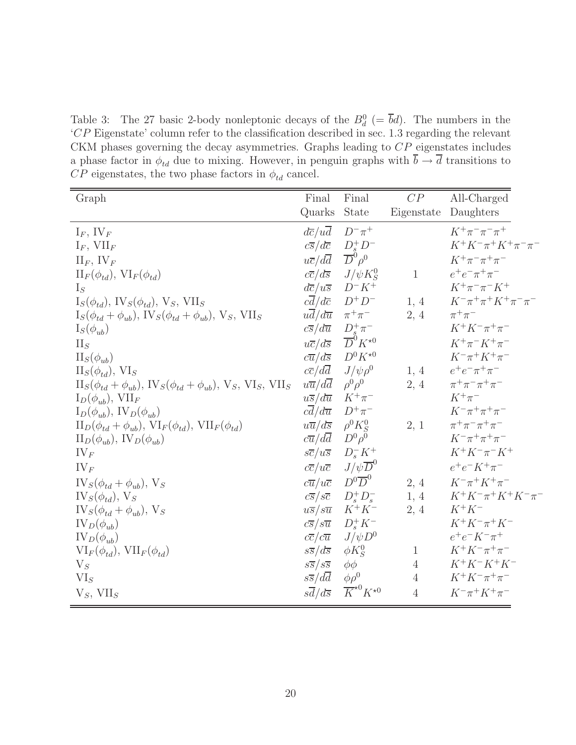Table 3: The 27 basic 2-body nonleptonic decays of the $B_d^0$ ($= \overline{b}d$). The numbers in the '$CP$ Eigenstate' column refer to the classification described in sec. 1.3 regarding the relevant CKM phases governing the decay asymmetries. Graphs leading to $CP$ eigenstates includes a phase factor in $\phi_{td}$ due to mixing. However, in penguin graphs with $\overline{b} \to \overline{d}$ transitions to $CP$ eigenstates, the two phase factors in $\phi_{td}$ cancel.

| Graph | Final Quarks | Final State | $CP$ Eigenstate | All-Charged Daughters |
|---|---|---|---|---|
| $\mathrm{I}_F$, $\mathrm{IV}_F$ | $d\overline{c}/u\overline{d}$ | $D^-\pi^+$ | | $K^+\pi^-\pi^-\pi^+$ |
| $\mathrm{I}_F$, $\mathrm{VII}_F$ | $c\overline{s}/d\overline{c}$ | $D_s^+D^-$ | | $K^+K^-\pi^+K^+\pi^-\pi^-$ |
| $\mathrm{II}_F$, $\mathrm{IV}_F$ | $u\overline{c}/d\overline{d}$ | $\overline{D}^0\rho^0$ | | $K^+\pi^-\pi^+\pi^-$ |
| $\mathrm{II}_F(\phi_{td})$, $\mathrm{VI}_F(\phi_{td})$ | $c\overline{c}/d\overline{s}$ | $J/\psi K_S^0$ | 1 | $e^+e^-\pi^+\pi^-$ |
| $\mathrm{I}_S$ | $d\overline{c}/u\overline{s}$ | $D^-K^+$ | | $K^+\pi^-\pi^-K^+$ |
| $\mathrm{I}_S(\phi_{td})$, $\mathrm{IV}_S(\phi_{td})$, $\mathrm{V}_S$, $\mathrm{VII}_S$ | $c\overline{d}/d\overline{c}$ | $D^+D^-$ | 1, 4 | $K^-\pi^+\pi^+K^+\pi^-\pi^-$ |
| $\mathrm{I}_S(\phi_{td}+\phi_{ub})$, $\mathrm{IV}_S(\phi_{td}+\phi_{ub})$, $\mathrm{V}_S$, $\mathrm{VII}_S$ | $u\overline{d}/d\overline{u}$ | $\pi^+\pi^-$ | 2, 4 | $\pi^+\pi^-$ |
| $\mathrm{I}_S(\phi_{ub})$ | $c\overline{s}/d\overline{u}$ | $D_s^+\pi^-$ | | $K^+K^-\pi^+\pi^-$ |
| $\mathrm{II}_S$ | $u\overline{c}/d\overline{s}$ | $\overline{D}^0K^{\star 0}$ | | $K^+\pi^-K^+\pi^-$ |
| $\mathrm{II}_S(\phi_{ub})$ | $c\overline{u}/d\overline{s}$ | $D^0K^{\star 0}$ | | $K^-\pi^+K^+\pi^-$ |
| $\mathrm{II}_S(\phi_{td})$, $\mathrm{VI}_S$ | $c\overline{c}/d\overline{d}$ | $J/\psi\rho^0$ | 1, 4 | $e^+e^-\pi^+\pi^-$ |
| $\mathrm{II}_S(\phi_{td}+\phi_{ub})$, $\mathrm{IV}_S(\phi_{td}+\phi_{ub})$, $\mathrm{V}_S$, $\mathrm{VI}_S$, $\mathrm{VII}_S$ | $u\overline{u}/d\overline{d}$ | $\rho^0\rho^0$ | 2, 4 | $\pi^+\pi^-\pi^+\pi^-$ |
| $\mathrm{I}_D(\phi_{ub})$, $\mathrm{VII}_F$ | $u\overline{s}/d\overline{u}$ | $K^+\pi^-$ | | $K^+\pi^-$ |
| $\mathrm{I}_D(\phi_{ub})$, $\mathrm{IV}_D(\phi_{ub})$ | $c\overline{d}/d\overline{u}$ | $D^+\pi^-$ | | $K^-\pi^+\pi^+\pi^-$ |
| $\mathrm{II}_D(\phi_{td}+\phi_{ub})$, $\mathrm{VI}_F(\phi_{td})$, $\mathrm{VII}_F(\phi_{td})$ | $u\overline{u}/d\overline{s}$ | $\rho^0K_S^0$ | 2, 1 | $\pi^+\pi^-\pi^+\pi^-$ |
| $\mathrm{II}_D(\phi_{ub})$, $\mathrm{IV}_D(\phi_{ub})$ | $c\overline{u}/d\overline{d}$ | $D^0\rho^0$ | | $K^-\pi^+\pi^+\pi^-$ |
| $\mathrm{IV}_F$ | $s\overline{c}/u\overline{s}$ | $D_s^-K^+$ | | $K^+K^-\pi^-K^+$ |
| $\mathrm{IV}_F$ | $c\overline{c}/u\overline{c}$ | $J/\psi\overline{D}^0$ | | $e^+e^-K^+\pi^-$ |
| $\mathrm{IV}_S(\phi_{td}+\phi_{ub})$, $\mathrm{V}_S$ | $c\overline{u}/u\overline{c}$ | $D^0\overline{D}^0$ | 2, 4 | $K^-\pi^+K^+\pi^-$ |
| $\mathrm{IV}_S(\phi_{td})$, $\mathrm{V}_S$ | $c\overline{s}/s\overline{c}$ | $D_s^+D_s^-$ | 1, 4 | $K^+K^-\pi^+K^+K^-\pi^-$ |
| $\mathrm{IV}_S(\phi_{td}+\phi_{ub})$, $\mathrm{V}_S$ | $u\overline{s}/s\overline{u}$ | $K^+K^-$ | 2, 4 | $K^+K^-$ |
| $\mathrm{IV}_D(\phi_{ub})$ | $c\overline{s}/s\overline{u}$ | $D_s^+K^-$ | | $K^+K^-\pi^+K^-$ |
| $\mathrm{IV}_D(\phi_{ub})$ | $c\overline{c}/c\overline{u}$ | $J/\psi D^0$ | | $e^+e^-K^-\pi^+$ |
| $\mathrm{VI}_F(\phi_{td})$, $\mathrm{VII}_F(\phi_{td})$ | $s\overline{s}/d\overline{s}$ | $\phi K_S^0$ | 1 | $K^+K^-\pi^+\pi^-$ |
| $\mathrm{V}_S$ | $s\overline{s}/s\overline{s}$ | $\phi\phi$ | 4 | $K^+K^-K^+K^-$ |
| $\mathrm{VI}_S$ | $s\overline{s}/d\overline{d}$ | $\phi\rho^0$ | 4 | $K^+K^-\pi^+\pi^-$ |
| $\mathrm{V}_S$, $\mathrm{VII}_S$ | $s\overline{d}/d\overline{s}$ | $\overline{K}^{\star 0}K^{\star 0}$ | 4 | $K^-\pi^+K^+\pi^-$ |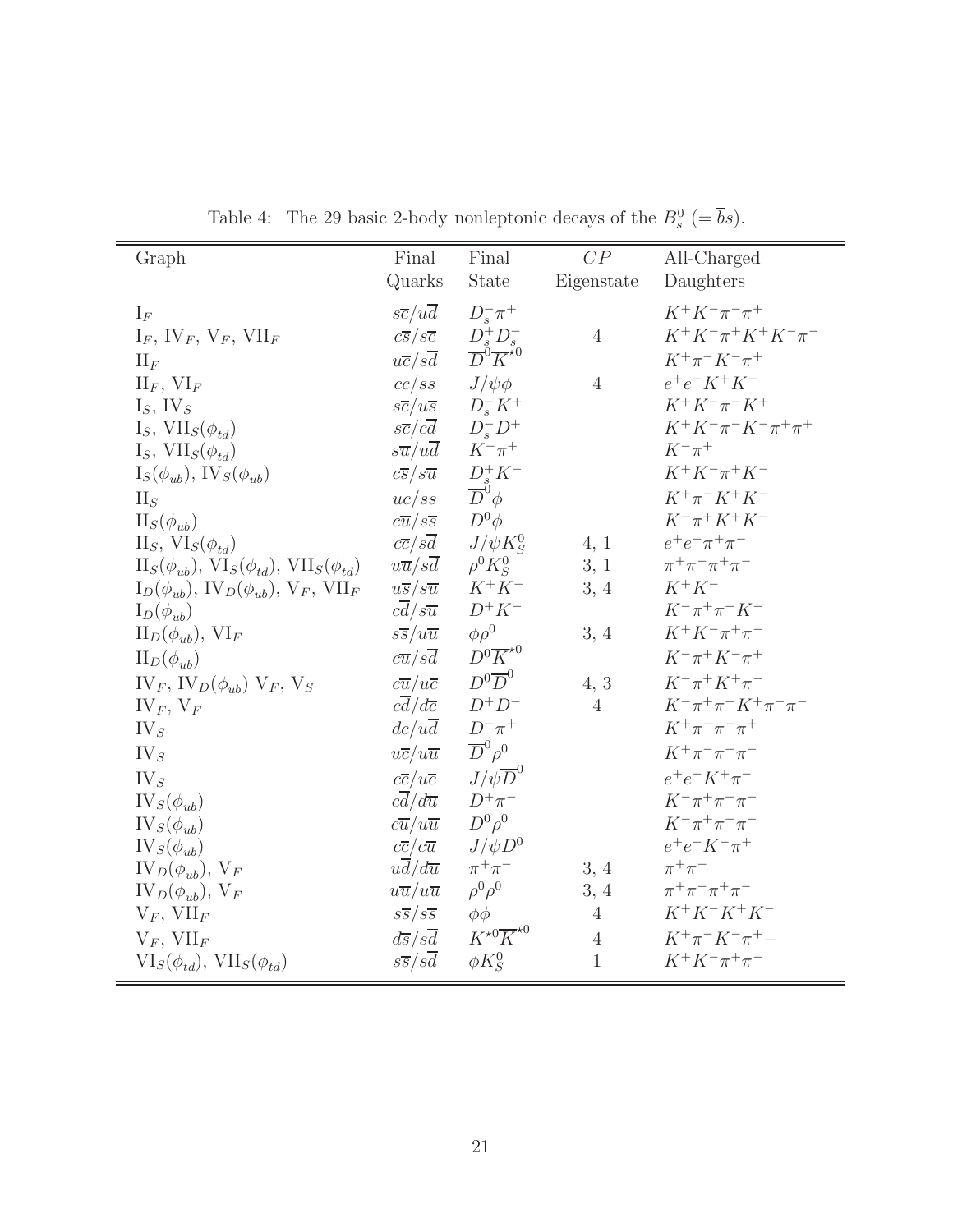Table 4: The 29 basic 2-body nonleptonic decays of the $B_s^0$ $(= \overline{b}s)$.

| Graph | Final Quarks | Final State | $CP$ Eigenstate | All-Charged Daughters |
|---|---|---|---|---|
| $\mathrm{I}_F$ | $s\overline{c}/u\overline{d}$ | $D_s^- \pi^+$ | | $K^+K^-\pi^-\pi^+$ |
| $\mathrm{I}_F$, $\mathrm{IV}_F$, $\mathrm{V}_F$, $\mathrm{VII}_F$ | $c\overline{s}/s\overline{c}$ | $D_s^+ D_s^-$ | 4 | $K^+K^-\pi^+K^+K^-\pi^-$ |
| $\mathrm{II}_F$ | $u\overline{c}/s\overline{d}$ | $\overline{D}^0 \overline{K}^{\star 0}$ | | $K^+\pi^-K^-\pi^+$ |
| $\mathrm{II}_F$, $\mathrm{VI}_F$ | $c\overline{c}/s\overline{s}$ | $J/\psi \phi$ | 4 | $e^+e^-K^+K^-$ |
| $\mathrm{I}_S$, $\mathrm{IV}_S$ | $s\overline{c}/u\overline{s}$ | $D_s^- K^+$ | | $K^+K^-\pi^-K^+$ |
| $\mathrm{I}_S$, $\mathrm{VII}_S(\phi_{td})$ | $s\overline{c}/c\overline{d}$ | $D_s^- D^+$ | | $K^+K^-\pi^-K^-\pi^+\pi^+$ |
| $\mathrm{I}_S$, $\mathrm{VII}_S(\phi_{td})$ | $s\overline{u}/u\overline{d}$ | $K^-\pi^+$ | | $K^-\pi^+$ |
| $\mathrm{I}_S(\phi_{ub})$, $\mathrm{IV}_S(\phi_{ub})$ | $c\overline{s}/s\overline{u}$ | $D_s^+ K^-$ | | $K^+K^-\pi^+K^-$ |
| $\mathrm{II}_S$ | $u\overline{c}/s\overline{s}$ | $\overline{D}^0 \phi$ | | $K^+\pi^-K^+K^-$ |
| $\mathrm{II}_S(\phi_{ub})$ | $c\overline{u}/s\overline{s}$ | $D^0 \phi$ | | $K^-\pi^+K^+K^-$ |
| $\mathrm{II}_S$, $\mathrm{VI}_S(\phi_{td})$ | $c\overline{c}/s\overline{d}$ | $J/\psi K_S^0$ | 4, 1 | $e^+e^-\pi^+\pi^-$ |
| $\mathrm{II}_S(\phi_{ub})$, $\mathrm{VI}_S(\phi_{td})$, $\mathrm{VII}_S(\phi_{td})$ | $u\overline{u}/s\overline{d}$ | $\rho^0 K_S^0$ | 3, 1 | $\pi^+\pi^-\pi^+\pi^-$ |
| $\mathrm{I}_D(\phi_{ub})$, $\mathrm{IV}_D(\phi_{ub})$, $\mathrm{V}_F$, $\mathrm{VII}_F$ | $u\overline{s}/s\overline{u}$ | $K^+K^-$ | 3, 4 | $K^+K^-$ |
| $\mathrm{I}_D(\phi_{ub})$ | $c\overline{d}/s\overline{u}$ | $D^+K^-$ | | $K^-\pi^+\pi^+K^-$ |
| $\mathrm{II}_D(\phi_{ub})$, $\mathrm{VI}_F$ | $s\overline{s}/u\overline{u}$ | $\phi\rho^0$ | 3, 4 | $K^+K^-\pi^+\pi^-$ |
| $\mathrm{II}_D(\phi_{ub})$ | $c\overline{u}/s\overline{d}$ | $D^0 \overline{K}^{\star 0}$ | | $K^-\pi^+K^-\pi^+$ |
| $\mathrm{IV}_F$, $\mathrm{IV}_D(\phi_{ub})$ $\mathrm{V}_F$, $\mathrm{V}_S$ | $c\overline{u}/u\overline{c}$ | $D^0\overline{D}^0$ | 4, 3 | $K^-\pi^+K^+\pi^-$ |
| $\mathrm{IV}_F$, $\mathrm{V}_F$ | $c\overline{d}/d\overline{c}$ | $D^+D^-$ | 4 | $K^-\pi^+\pi^+K^+\pi^-\pi^-$ |
| $\mathrm{IV}_S$ | $d\overline{c}/u\overline{d}$ | $D^-\pi^+$ | | $K^+\pi^-\pi^-\pi^+$ |
| $\mathrm{IV}_S$ | $u\overline{c}/u\overline{u}$ | $\overline{D}^0\rho^0$ | | $K^+\pi^-\pi^+\pi^-$ |
| $\mathrm{IV}_S$ | $c\overline{c}/u\overline{c}$ | $J/\psi\overline{D}^0$ | | $e^+e^-K^+\pi^-$ |
| $\mathrm{IV}_S(\phi_{ub})$ | $c\overline{d}/d\overline{u}$ | $D^+\pi^-$ | | $K^-\pi^+\pi^+\pi^-$ |
| $\mathrm{IV}_S(\phi_{ub})$ | $c\overline{u}/u\overline{u}$ | $D^0\rho^0$ | | $K^-\pi^+\pi^+\pi^-$ |
| $\mathrm{IV}_S(\phi_{ub})$ | $c\overline{c}/c\overline{u}$ | $J/\psi D^0$ | | $e^+e^-K^-\pi^+$ |
| $\mathrm{IV}_D(\phi_{ub})$, $\mathrm{V}_F$ | $u\overline{d}/d\overline{u}$ | $\pi^+\pi^-$ | 3, 4 | $\pi^+\pi^-$ |
| $\mathrm{IV}_D(\phi_{ub})$, $\mathrm{V}_F$ | $u\overline{u}/u\overline{u}$ | $\rho^0\rho^0$ | 3, 4 | $\pi^+\pi^-\pi^+\pi^-$ |
| $\mathrm{V}_F$, $\mathrm{VII}_F$ | $s\overline{s}/s\overline{s}$ | $\phi\phi$ | 4 | $K^+K^-K^+K^-$ |
| $\mathrm{V}_F$, $\mathrm{VII}_F$ | $d\overline{s}/s\overline{d}$ | $K^{\star 0}\overline{K}^{\star 0}$ | 4 | $K^+\pi^-K^-\pi^+-$ |
| $\mathrm{VI}_S(\phi_{td})$, $\mathrm{VII}_S(\phi_{td})$ | $s\overline{s}/s\overline{d}$ | $\phi K_S^0$ | 1 | $K^+K^-\pi^+\pi^-$ |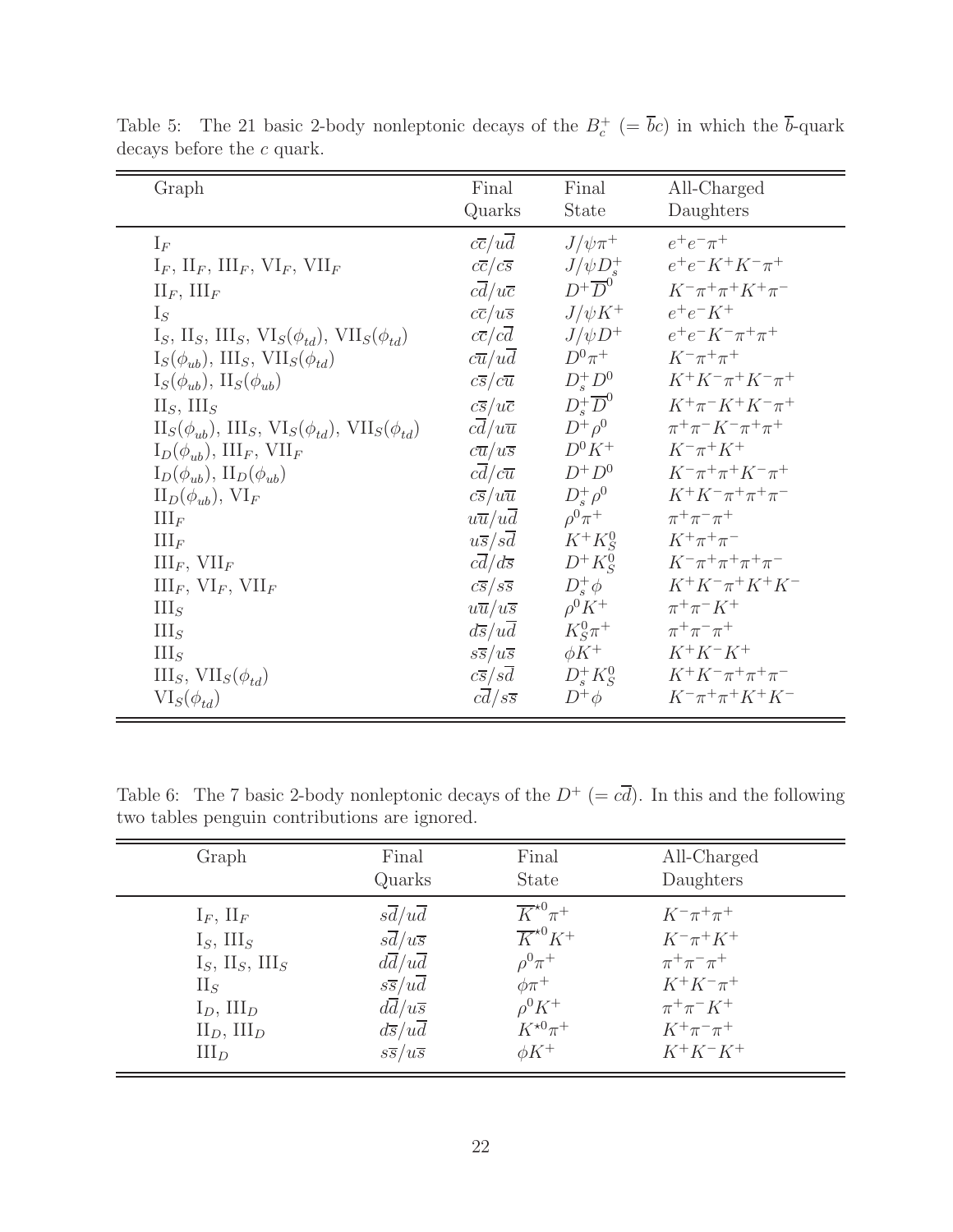Table 5: The 21 basic 2-body nonleptonic decays of the $B_c^+$ ($= \overline{b}c$) in which the $\overline{b}$-quark decays before the $c$ quark.

| Graph | Final Quarks | Final State | All-Charged Daughters |
|---|---|---|---|
| $\mathrm{I}_F$ | $c\overline{c}/u\overline{d}$ | $J/\psi\pi^+$ | $e^+e^-\pi^+$ |
| $\mathrm{I}_F$, $\mathrm{II}_F$, $\mathrm{III}_F$, $\mathrm{VI}_F$, $\mathrm{VII}_F$ | $c\overline{c}/c\overline{s}$ | $J/\psi D_s^+$ | $e^+e^-K^+K^-\pi^+$ |
| $\mathrm{II}_F$, $\mathrm{III}_F$ | $c\overline{d}/u\overline{c}$ | $D^+\overline{D}^0$ | $K^-\pi^+\pi^+K^+\pi^-$ |
| $\mathrm{I}_S$ | $c\overline{c}/u\overline{s}$ | $J/\psi K^+$ | $e^+e^-K^+$ |
| $\mathrm{I}_S$, $\mathrm{II}_S$, $\mathrm{III}_S$, $\mathrm{VI}_S(\phi_{td})$, $\mathrm{VII}_S(\phi_{td})$ | $c\overline{c}/c\overline{d}$ | $J/\psi D^+$ | $e^+e^-K^-\pi^+\pi^+$ |
| $\mathrm{I}_S(\phi_{ub})$, $\mathrm{III}_S$, $\mathrm{VII}_S(\phi_{td})$ | $c\overline{u}/u\overline{d}$ | $D^0\pi^+$ | $K^-\pi^+\pi^+$ |
| $\mathrm{I}_S(\phi_{ub})$, $\mathrm{II}_S(\phi_{ub})$ | $c\overline{s}/c\overline{u}$ | $D_s^+D^0$ | $K^+K^-\pi^+K^-\pi^+$ |
| $\mathrm{II}_S$, $\mathrm{III}_S$ | $c\overline{s}/u\overline{c}$ | $D_s^+\overline{D}^0$ | $K^+\pi^-K^+K^-\pi^+$ |
| $\mathrm{II}_S(\phi_{ub})$, $\mathrm{III}_S$, $\mathrm{VI}_S(\phi_{td})$, $\mathrm{VII}_S(\phi_{td})$ | $c\overline{d}/u\overline{u}$ | $D^+\rho^0$ | $\pi^+\pi^-K^-\pi^+\pi^+$ |
| $\mathrm{I}_D(\phi_{ub})$, $\mathrm{III}_F$, $\mathrm{VII}_F$ | $c\overline{u}/u\overline{s}$ | $D^0K^+$ | $K^-\pi^+K^+$ |
| $\mathrm{I}_D(\phi_{ub})$, $\mathrm{II}_D(\phi_{ub})$ | $c\overline{d}/c\overline{u}$ | $D^+D^0$ | $K^-\pi^+\pi^+K^-\pi^+$ |
| $\mathrm{II}_D(\phi_{ub})$, $\mathrm{VI}_F$ | $c\overline{s}/u\overline{u}$ | $D_s^+\rho^0$ | $K^+K^-\pi^+\pi^+\pi^-$ |
| $\mathrm{III}_F$ | $u\overline{u}/u\overline{d}$ | $\rho^0\pi^+$ | $\pi^+\pi^-\pi^+$ |
| $\mathrm{III}_F$ | $u\overline{s}/s\overline{d}$ | $K^+K_S^0$ | $K^+\pi^+\pi^-$ |
| $\mathrm{III}_F$, $\mathrm{VII}_F$ | $c\overline{d}/d\overline{s}$ | $D^+K_S^0$ | $K^-\pi^+\pi^+\pi^+\pi^-$ |
| $\mathrm{III}_F$, $\mathrm{VI}_F$, $\mathrm{VII}_F$ | $c\overline{s}/s\overline{s}$ | $D_s^+\phi$ | $K^+K^-\pi^+K^+K^-$ |
| $\mathrm{III}_S$ | $u\overline{u}/u\overline{s}$ | $\rho^0K^+$ | $\pi^+\pi^-K^+$ |
| $\mathrm{III}_S$ | $d\overline{s}/u\overline{d}$ | $K_S^0\pi^+$ | $\pi^+\pi^-\pi^+$ |
| $\mathrm{III}_S$ | $s\overline{s}/u\overline{s}$ | $\phi K^+$ | $K^+K^-K^+$ |
| $\mathrm{III}_S$, $\mathrm{VII}_S(\phi_{td})$ | $c\overline{s}/s\overline{d}$ | $D_s^+K_S^0$ | $K^+K^-\pi^+\pi^+\pi^-$ |
| $\mathrm{VI}_S(\phi_{td})$ | $c\overline{d}/s\overline{s}$ | $D^+\phi$ | $K^-\pi^+\pi^+K^+K^-$ |

Table 6: The 7 basic 2-body nonleptonic decays of the $D^+$ ($= c\overline{d}$). In this and the following two tables penguin contributions are ignored.

| Graph | Final Quarks | Final State | All-Charged Daughters |
|---|---|---|---|
| $\mathrm{I}_F$, $\mathrm{II}_F$ | $s\overline{d}/u\overline{d}$ | $\overline{K}^{\star 0}\pi^+$ | $K^-\pi^+\pi^+$ |
| $\mathrm{I}_S$, $\mathrm{III}_S$ | $s\overline{d}/u\overline{s}$ | $\overline{K}^{\star 0}K^+$ | $K^-\pi^+K^+$ |
| $\mathrm{I}_S$, $\mathrm{II}_S$, $\mathrm{III}_S$ | $d\overline{d}/u\overline{d}$ | $\rho^0\pi^+$ | $\pi^+\pi^-\pi^+$ |
| $\mathrm{II}_S$ | $s\overline{s}/u\overline{d}$ | $\phi\pi^+$ | $K^+K^-\pi^+$ |
| $\mathrm{I}_D$, $\mathrm{III}_D$ | $d\overline{d}/u\overline{s}$ | $\rho^0K^+$ | $\pi^+\pi^-K^+$ |
| $\mathrm{II}_D$, $\mathrm{III}_D$ | $d\overline{s}/u\overline{d}$ | $K^{\star 0}\pi^+$ | $K^+\pi^-\pi^+$ |
| $\mathrm{III}_D$ | $s\overline{s}/u\overline{s}$ | $\phi K^+$ | $K^+K^-K^+$ |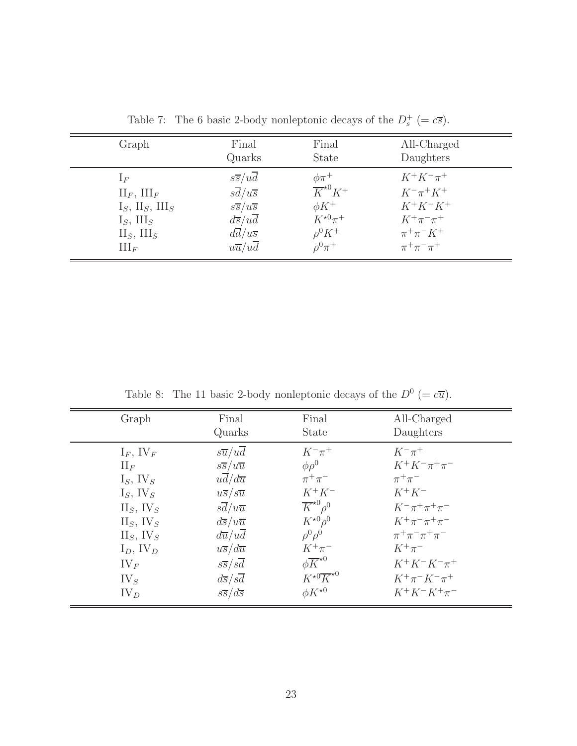Table 7: The 6 basic 2-body nonleptonic decays of the $D_s^+$ ($= c\overline{s}$).

| Graph | Final Quarks | Final State | All-Charged Daughters |
|---|---|---|---|
| $\mathrm{I}_F$ | $s\overline{s}/u\overline{d}$ | $\phi\pi^+$ | $K^+K^-\pi^+$ |
| $\mathrm{II}_F$, $\mathrm{III}_F$ | $s\overline{d}/u\overline{s}$ | $\overline{K}^{\star 0}K^+$ | $K^-\pi^+K^+$ |
| $\mathrm{I}_S$, $\mathrm{II}_S$, $\mathrm{III}_S$ | $s\overline{s}/u\overline{s}$ | $\phi K^+$ | $K^+K^-K^+$ |
| $\mathrm{I}_S$, $\mathrm{III}_S$ | $d\overline{s}/u\overline{d}$ | $K^{\star 0}\pi^+$ | $K^+\pi^-\pi^+$ |
| $\mathrm{II}_S$, $\mathrm{III}_S$ | $d\overline{d}/u\overline{s}$ | $\rho^0K^+$ | $\pi^+\pi^-K^+$ |
| $\mathrm{III}_F$ | $u\overline{u}/u\overline{d}$ | $\rho^0\pi^+$ | $\pi^+\pi^-\pi^+$ |

Table 8: The 11 basic 2-body nonleptonic decays of the $D^0$ ($= c\overline{u}$).

| Graph | Final Quarks | Final State | All-Charged Daughters |
|---|---|---|---|
| $\mathrm{I}_F$, $\mathrm{IV}_F$ | $s\overline{u}/u\overline{d}$ | $K^-\pi^+$ | $K^-\pi^+$ |
| $\mathrm{II}_F$ | $s\overline{s}/u\overline{u}$ | $\phi\rho^0$ | $K^+K^-\pi^+\pi^-$ |
| $\mathrm{I}_S$, $\mathrm{IV}_S$ | $u\overline{d}/d\overline{u}$ | $\pi^+\pi^-$ | $\pi^+\pi^-$ |
| $\mathrm{I}_S$, $\mathrm{IV}_S$ | $u\overline{s}/s\overline{u}$ | $K^+K^-$ | $K^+K^-$ |
| $\mathrm{II}_S$, $\mathrm{IV}_S$ | $s\overline{d}/u\overline{u}$ | $\overline{K}^{\star 0}\rho^0$ | $K^-\pi^+\pi^+\pi^-$ |
| $\mathrm{II}_S$, $\mathrm{IV}_S$ | $d\overline{s}/u\overline{u}$ | $K^{\star 0}\rho^0$ | $K^+\pi^-\pi^+\pi^-$ |
| $\mathrm{II}_S$, $\mathrm{IV}_S$ | $d\overline{u}/u\overline{d}$ | $\rho^0\rho^0$ | $\pi^+\pi^-\pi^+\pi^-$ |
| $\mathrm{I}_D$, $\mathrm{IV}_D$ | $u\overline{s}/d\overline{u}$ | $K^+\pi^-$ | $K^+\pi^-$ |
| $\mathrm{IV}_F$ | $s\overline{s}/s\overline{d}$ | $\phi\overline{K}^{\star 0}$ | $K^+K^-K^-\pi^+$ |
| $\mathrm{IV}_S$ | $d\overline{s}/s\overline{d}$ | $K^{\star 0}\overline{K}^{\star 0}$ | $K^+\pi^-K^-\pi^+$ |
| $\mathrm{IV}_D$ | $s\overline{s}/d\overline{s}$ | $\phi K^{\star 0}$ | $K^+K^-K^+\pi^-$ |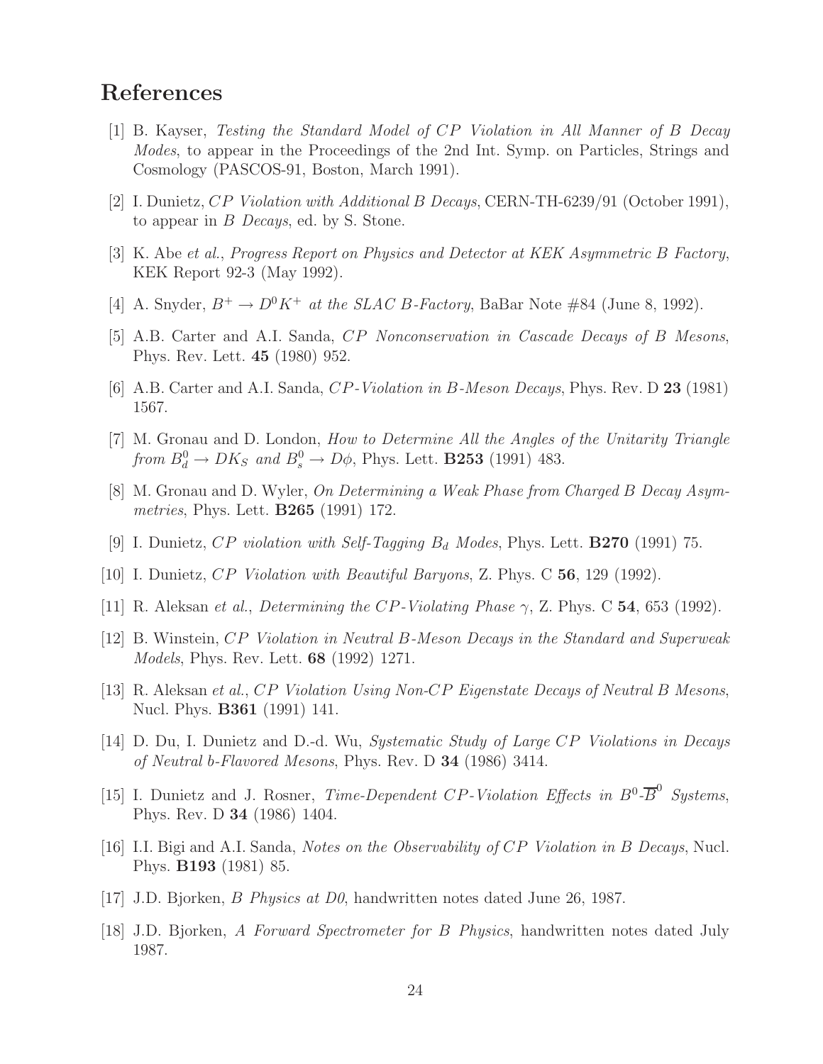## References

[1] B. Kayser, *Testing the Standard Model of CP Violation in All Manner of B Decay Modes*, to appear in the Proceedings of the 2nd Int. Symp. on Particles, Strings and Cosmology (PASCOS-91, Boston, March 1991).

[2] I. Dunietz, *CP Violation with Additional B Decays*, CERN-TH-6239/91 (October 1991), to appear in *B Decays*, ed. by S. Stone.

[3] K. Abe *et al.*, *Progress Report on Physics and Detector at KEK Asymmetric B Factory*, KEK Report 92-3 (May 1992).

[4] A. Snyder, *$B^+ \to D^0 K^+$ at the SLAC B-Factory*, BaBar Note #84 (June 8, 1992).

[5] A.B. Carter and A.I. Sanda, *CP Nonconservation in Cascade Decays of B Mesons*, Phys. Rev. Lett. **45** (1980) 952.

[6] A.B. Carter and A.I. Sanda, *CP-Violation in B-Meson Decays*, Phys. Rev. D **23** (1981) 1567.

[7] M. Gronau and D. London, *How to Determine All the Angles of the Unitarity Triangle from $B_d^0 \to DK_S$ and $B_s^0 \to D\phi$*, Phys. Lett. **B253** (1991) 483.

[8] M. Gronau and D. Wyler, *On Determining a Weak Phase from Charged B Decay Asymmetries*, Phys. Lett. **B265** (1991) 172.

[9] I. Dunietz, *CP violation with Self-Tagging $B_d$ Modes*, Phys. Lett. **B270** (1991) 75.

[10] I. Dunietz, *CP Violation with Beautiful Baryons*, Z. Phys. C **56**, 129 (1992).

[11] R. Aleksan *et al.*, *Determining the CP-Violating Phase $\gamma$*, Z. Phys. C **54**, 653 (1992).

[12] B. Winstein, *CP Violation in Neutral B-Meson Decays in the Standard and Superweak Models*, Phys. Rev. Lett. **68** (1992) 1271.

[13] R. Aleksan *et al.*, *CP Violation Using Non-CP Eigenstate Decays of Neutral B Mesons*, Nucl. Phys. **B361** (1991) 141.

[14] D. Du, I. Dunietz and D.-d. Wu, *Systematic Study of Large CP Violations in Decays of Neutral b-Flavored Mesons*, Phys. Rev. D **34** (1986) 3414.

[15] I. Dunietz and J. Rosner, *Time-Dependent CP-Violation Effects in $B^0$-$\overline{B}^0$ Systems*, Phys. Rev. D **34** (1986) 1404.

[16] I.I. Bigi and A.I. Sanda, *Notes on the Observability of CP Violation in B Decays*, Nucl. Phys. **B193** (1981) 85.

[17] J.D. Bjorken, *B Physics at D0*, handwritten notes dated June 26, 1987.

[18] J.D. Bjorken, *A Forward Spectrometer for B Physics*, handwritten notes dated July 1987.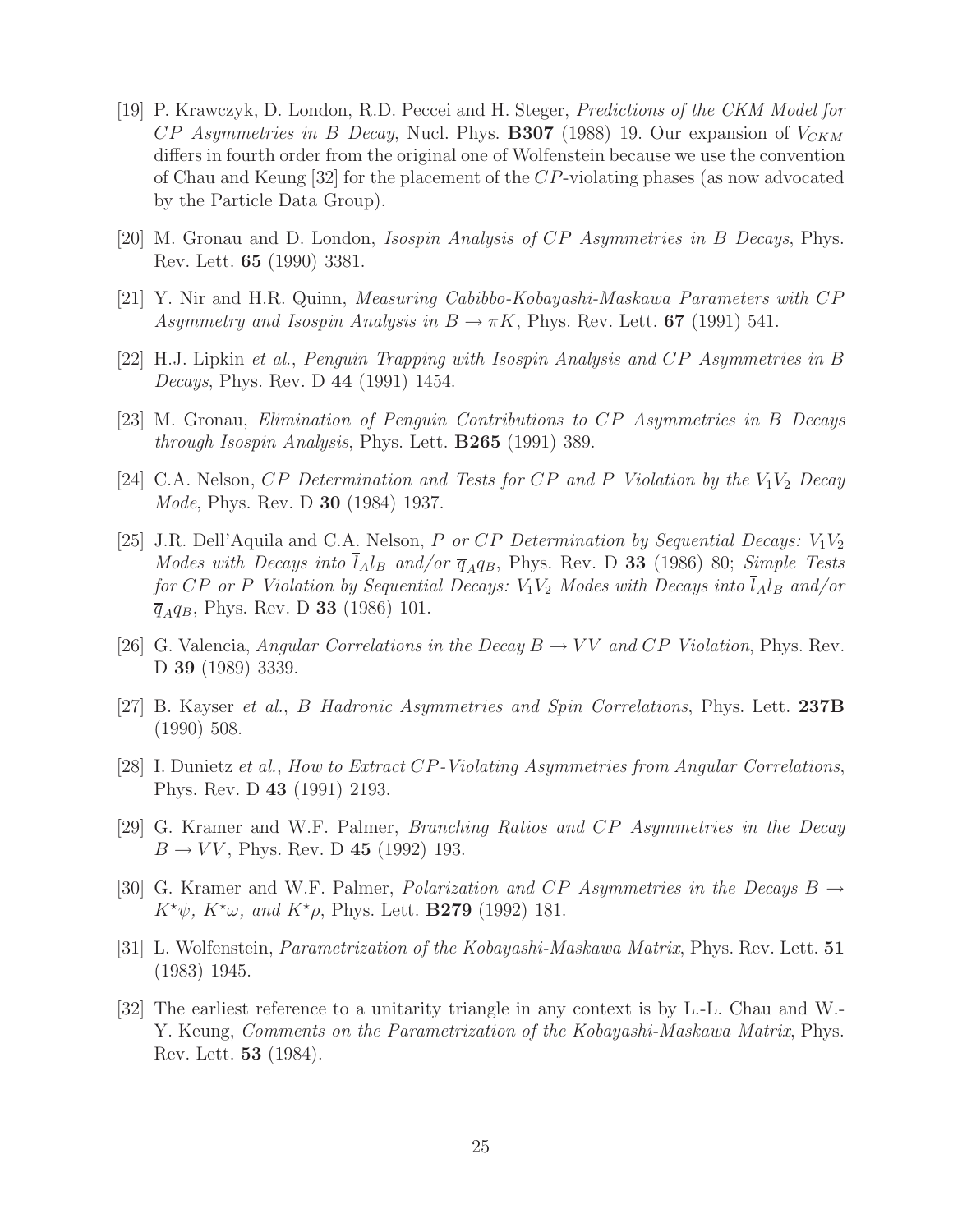[19] P. Krawczyk, D. London, R.D. Peccei and H. Steger, *Predictions of the CKM Model for $CP$ Asymmetries in $B$ Decay*, Nucl. Phys. **B307** (1988) 19. Our expansion of $V_{CKM}$ differs in fourth order from the original one of Wolfenstein because we use the convention of Chau and Keung [32] for the placement of the $CP$-violating phases (as now advocated by the Particle Data Group).

[20] M. Gronau and D. London, *Isospin Analysis of $CP$ Asymmetries in $B$ Decays*, Phys. Rev. Lett. **65** (1990) 3381.

[21] Y. Nir and H.R. Quinn, *Measuring Cabibbo-Kobayashi-Maskawa Parameters with $CP$ Asymmetry and Isospin Analysis in $B \to \pi K$*, Phys. Rev. Lett. **67** (1991) 541.

[22] H.J. Lipkin *et al.*, *Penguin Trapping with Isospin Analysis and $CP$ Asymmetries in $B$ Decays*, Phys. Rev. D **44** (1991) 1454.

[23] M. Gronau, *Elimination of Penguin Contributions to $CP$ Asymmetries in $B$ Decays through Isospin Analysis*, Phys. Lett. **B265** (1991) 389.

[24] C.A. Nelson, *$CP$ Determination and Tests for $CP$ and $P$ Violation by the $V_1V_2$ Decay Mode*, Phys. Rev. D **30** (1984) 1937.

[25] J.R. Dell'Aquila and C.A. Nelson, *$P$ or $CP$ Determination by Sequential Decays: $V_1V_2$ Modes with Decays into $\overline{l}_A l_B$ and/or $\overline{q}_A q_B$*, Phys. Rev. D **33** (1986) 80; *Simple Tests for $CP$ or $P$ Violation by Sequential Decays: $V_1V_2$ Modes with Decays into $\overline{l}_A l_B$ and/or $\overline{q}_A q_B$*, Phys. Rev. D **33** (1986) 101.

[26] G. Valencia, *Angular Correlations in the Decay $B \to VV$ and $CP$ Violation*, Phys. Rev. D **39** (1989) 3339.

[27] B. Kayser *et al.*, *B Hadronic Asymmetries and Spin Correlations*, Phys. Lett. **237B** (1990) 508.

[28] I. Dunietz *et al.*, *How to Extract $CP$-Violating Asymmetries from Angular Correlations*, Phys. Rev. D **43** (1991) 2193.

[29] G. Kramer and W.F. Palmer, *Branching Ratios and $CP$ Asymmetries in the Decay $B \to VV$*, Phys. Rev. D **45** (1992) 193.

[30] G. Kramer and W.F. Palmer, *Polarization and $CP$ Asymmetries in the Decays $B \to K^\star\psi$, $K^\star\omega$, and $K^\star\rho$*, Phys. Lett. **B279** (1992) 181.

[31] L. Wolfenstein, *Parametrization of the Kobayashi-Maskawa Matrix*, Phys. Rev. Lett. **51** (1983) 1945.

[32] The earliest reference to a unitarity triangle in any context is by L.-L. Chau and W.-Y. Keung, *Comments on the Parametrization of the Kobayashi-Maskawa Matrix*, Phys. Rev. Lett. **53** (1984).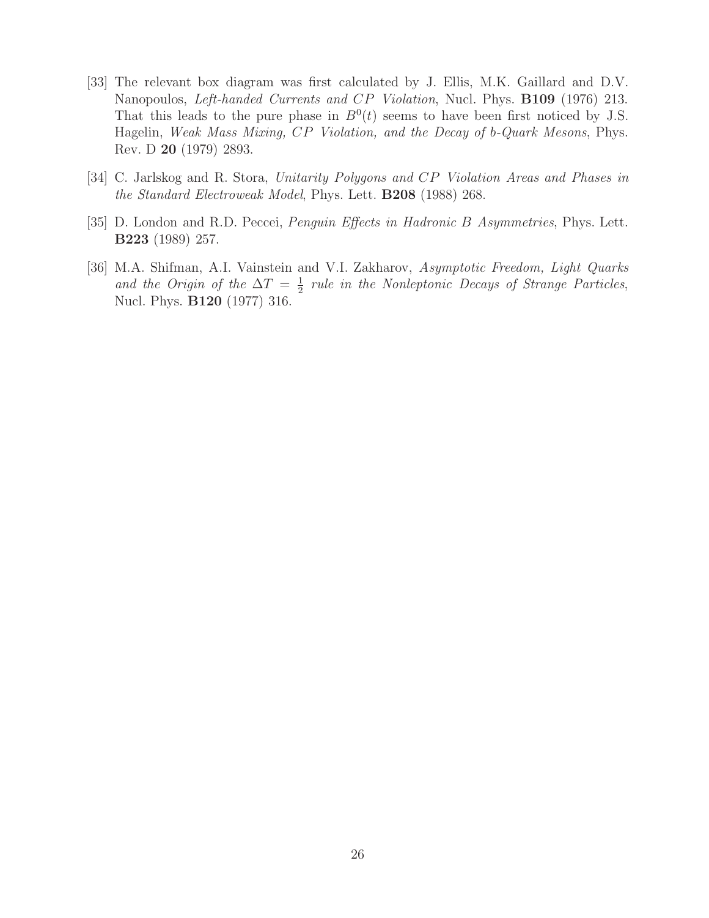[33] The relevant box diagram was first calculated by J. Ellis, M.K. Gaillard and D.V. Nanopoulos, *Left-handed Currents and $CP$ Violation*, Nucl. Phys. **B109** (1976) 213. That this leads to the pure phase in $B^0(t)$ seems to have been first noticed by J.S. Hagelin, *Weak Mass Mixing, $CP$ Violation, and the Decay of $b$-Quark Mesons*, Phys. Rev. D **20** (1979) 2893.

[34] C. Jarlskog and R. Stora, *Unitarity Polygons and $CP$ Violation Areas and Phases in the Standard Electroweak Model*, Phys. Lett. **B208** (1988) 268.

[35] D. London and R.D. Peccei, *Penguin Effects in Hadronic $B$ Asymmetries*, Phys. Lett. **B223** (1989) 257.

[36] M.A. Shifman, A.I. Vainstein and V.I. Zakharov, *Asymptotic Freedom, Light Quarks and the Origin of the $\Delta T = \frac{1}{2}$ rule in the Nonleptonic Decays of Strange Particles*, Nucl. Phys. **B120** (1977) 316.